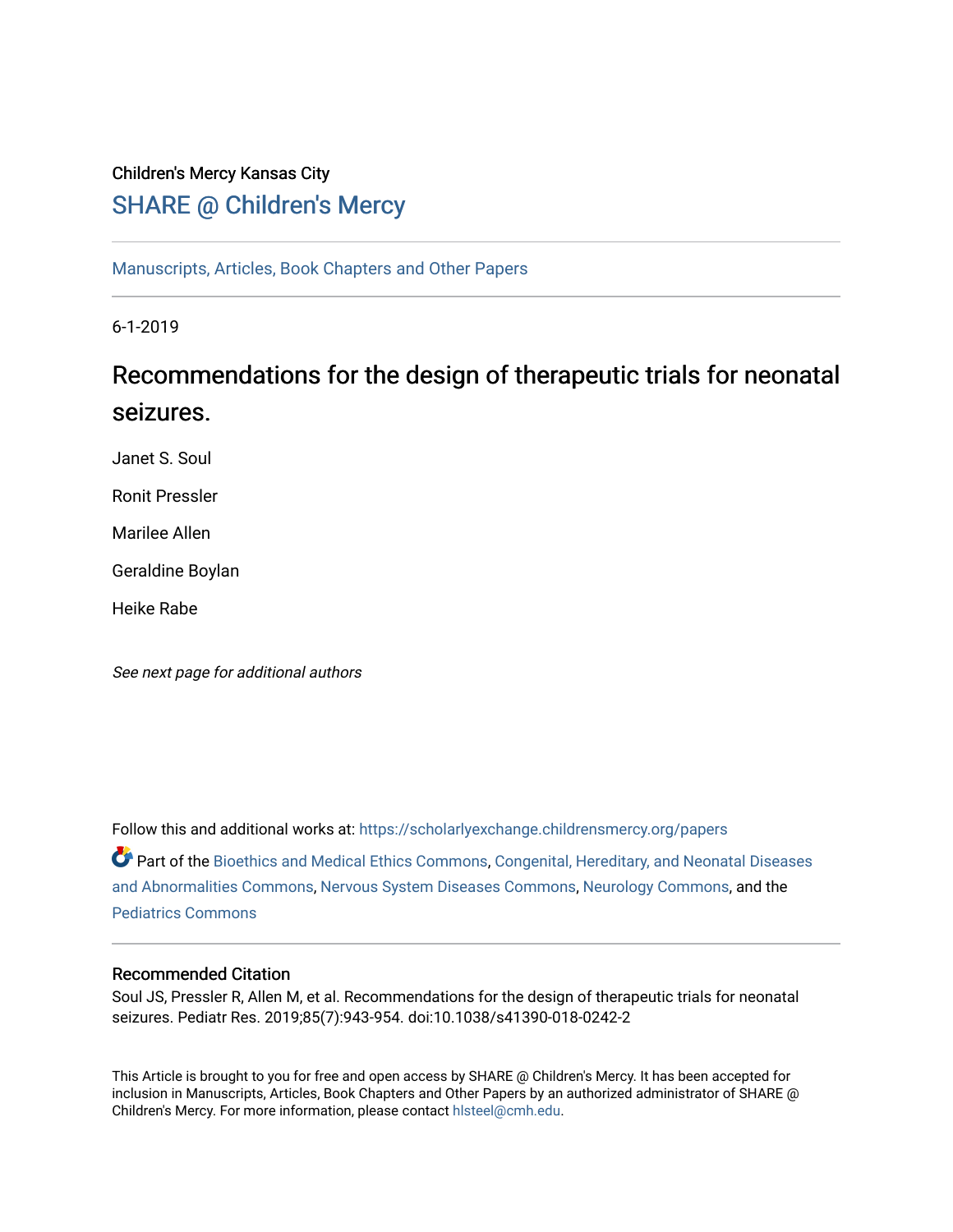Children's Mercy Kansas City

## SHARE @ Children's Mercy

Manuscripts, Articles, Book Chapters and Other Papers

6-1-2019

# Recommendations for the design of therapeutic trials for neonatal seizures.

Janet S. Soul

Ronit Pressler

Marilee Allen

Geraldine Boylan

Heike Rabe

*See next page for additional authors*

Follow this and additional works at: https://scholarlyexchange.childrensmercy.org/papers

Part of the Bioethics and Medical Ethics Commons, Congenital, Hereditary, and Neonatal Diseases and Abnormalities Commons, Nervous System Diseases Commons, Neurology Commons, and the Pediatrics Commons

### Recommended Citation

Soul JS, Pressler R, Allen M, et al. Recommendations for the design of therapeutic trials for neonatal seizures. Pediatr Res. 2019;85(7):943-954. doi:10.1038/s41390-018-0242-2

This Article is brought to you for free and open access by SHARE @ Children's Mercy. It has been accepted for inclusion in Manuscripts, Articles, Book Chapters and Other Papers by an authorized administrator of SHARE @ Children's Mercy. For more information, please contact hlsteel@cmh.edu.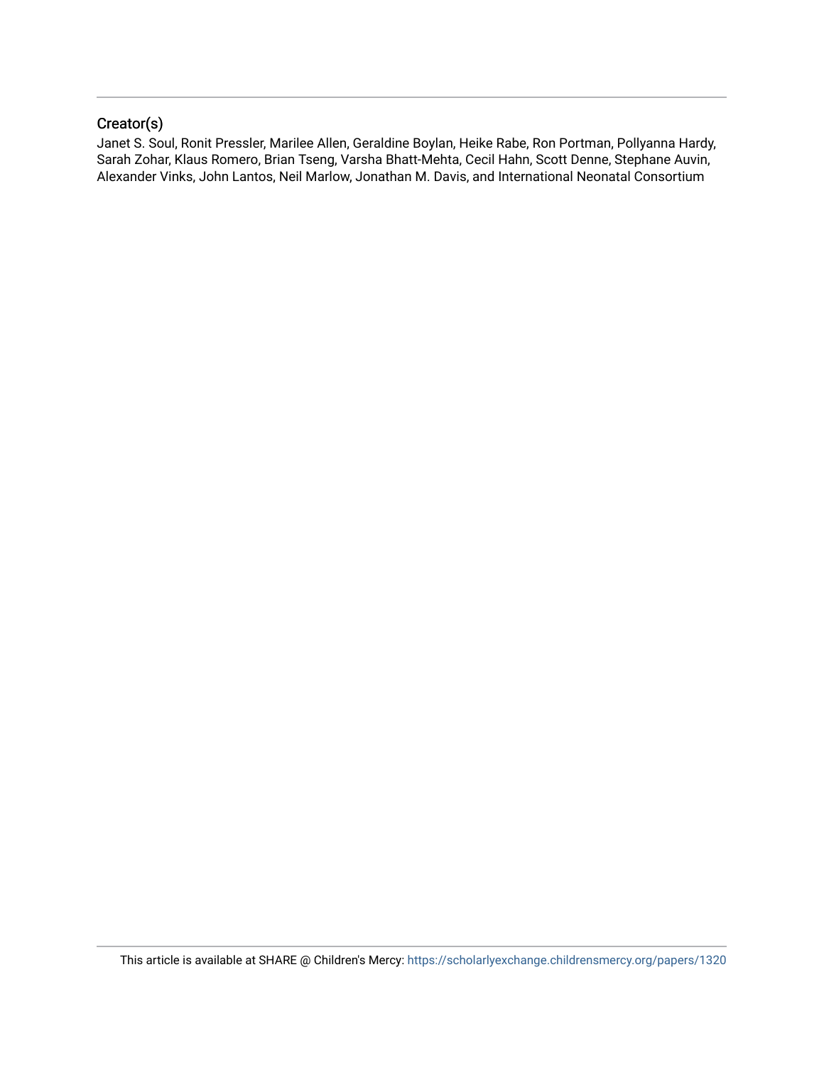## Creator(s)

Janet S. Soul, Ronit Pressler, Marilee Allen, Geraldine Boylan, Heike Rabe, Ron Portman, Pollyanna Hardy, Sarah Zohar, Klaus Romero, Brian Tseng, Varsha Bhatt-Mehta, Cecil Hahn, Scott Denne, Stephane Auvin, Alexander Vinks, John Lantos, Neil Marlow, Jonathan M. Davis, and International Neonatal Consortium

This article is available at SHARE @ Children's Mercy: https://scholarlyexchange.childrensmercy.org/papers/1320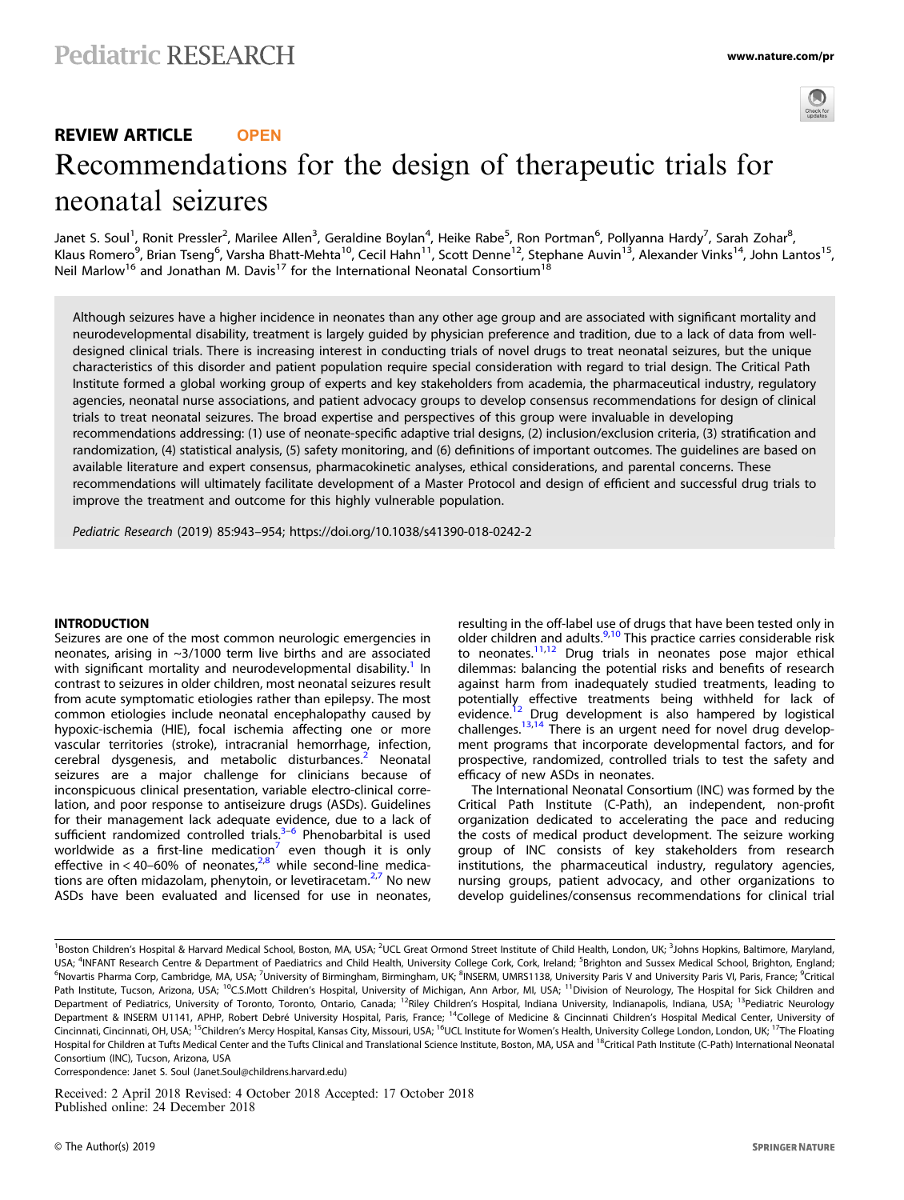# Recommendations for the design of therapeutic trials for neonatal seizures

Janet S. Soul[1], Ronit Pressler[2], Marilee Allen[3], Geraldine Boylan[4], Heike Rabe[5], Ron Portman[6], Pollyanna Hardy[7], Sarah Zohar[8], Klaus Romero[9], Brian Tseng[6], Varsha Bhatt-Mehta[10], Cecil Hahn[11], Scott Denne[12], Stephane Auvin[13], Alexander Vinks[14], John Lantos[15], Neil Marlow[16] and Jonathan M. Davis[17] for the International Neonatal Consortium[18]

Although seizures have a higher incidence in neonates than any other age group and are associated with significant mortality and neurodevelopmental disability, treatment is largely guided by physician preference and tradition, due to a lack of data from well-designed clinical trials. There is increasing interest in conducting trials of novel drugs to treat neonatal seizures, but the unique characteristics of this disorder and patient population require special consideration with regard to trial design. The Critical Path Institute formed a global working group of experts and key stakeholders from academia, the pharmaceutical industry, regulatory agencies, neonatal nurse associations, and patient advocacy groups to develop consensus recommendations for design of clinical trials to treat neonatal seizures. The broad expertise and perspectives of this group were invaluable in developing recommendations addressing: (1) use of neonate-specific adaptive trial designs, (2) inclusion/exclusion criteria, (3) stratification and randomization, (4) statistical analysis, (5) safety monitoring, and (6) definitions of important outcomes. The guidelines are based on available literature and expert consensus, pharmacokinetic analyses, ethical considerations, and parental concerns. These recommendations will ultimately facilitate development of a Master Protocol and design of efficient and successful drug trials to improve the treatment and outcome for this highly vulnerable population.

*Pediatric Research* (2019) 85:943–954; https://doi.org/10.1038/s41390-018-0242-2

## INTRODUCTION

Seizures are one of the most common neurologic emergencies in neonates, arising in ~3/1000 term live births and are associated with significant mortality and neurodevelopmental disability.[1] In contrast to seizures in older children, most neonatal seizures result from acute symptomatic etiologies rather than epilepsy. The most common etiologies include neonatal encephalopathy caused by hypoxic-ischemia (HIE), focal ischemia affecting one or more vascular territories (stroke), intracranial hemorrhage, infection, cerebral dysgenesis, and metabolic disturbances.[2] Neonatal seizures are a major challenge for clinicians because of inconspicuous clinical presentation, variable electro-clinical correlation, and poor response to antiseizure drugs (ASDs). Guidelines for their management lack adequate evidence, due to a lack of sufficient randomized controlled trials.[3–6] Phenobarbital is used worldwide as a first-line medication[7] even though it is only effective in < 40–60% of neonates,[2,8] while second-line medications are often midazolam, phenytoin, or levetiracetam.[2,7] No new ASDs have been evaluated and licensed for use in neonates, resulting in the off-label use of drugs that have been tested only in older children and adults.[9,10] This practice carries considerable risk to neonates.[11,12] Drug trials in neonates pose major ethical dilemmas: balancing the potential risks and benefits of research against harm from inadequately studied treatments, leading to potentially effective treatments being withheld for lack of evidence.[12] Drug development is also hampered by logistical challenges.[13,14] There is an urgent need for novel drug development programs that incorporate developmental factors, and for prospective, randomized, controlled trials to test the safety and efficacy of new ASDs in neonates.

The International Neonatal Consortium (INC) was formed by the Critical Path Institute (C-Path), an independent, non-profit organization dedicated to accelerating the pace and reducing the costs of medical product development. The seizure working group of INC consists of key stakeholders from research institutions, the pharmaceutical industry, regulatory agencies, nursing groups, patient advocacy, and other organizations to develop guidelines/consensus recommendations for clinical trial

---

[1]Boston Children's Hospital & Harvard Medical School, Boston, MA, USA; [2]UCL Great Ormond Street Institute of Child Health, London, UK; [3]Johns Hopkins, Baltimore, Maryland, USA; [4]INFANT Research Centre & Department of Paediatrics and Child Health, University College Cork, Cork, Ireland; [5]Brighton and Sussex Medical School, Brighton, England; [6]Novartis Pharma Corp, Cambridge, MA, USA; [7]University of Birmingham, Birmingham, UK; [8]INSERM, UMRS1138, University Paris V and University Paris VI, Paris, France; [9]Critical Path Institute, Tucson, Arizona, USA; [10]C.S.Mott Children's Hospital, University of Michigan, Ann Arbor, MI, USA; [11]Division of Neurology, The Hospital for Sick Children and Department of Pediatrics, University of Toronto, Toronto, Ontario, Canada; [12]Riley Children's Hospital, Indiana University, Indianapolis, Indiana, USA; [13]Pediatric Neurology Department & INSERM U1141, APHP, Robert Debré University Hospital, Paris, France; [14]College of Medicine & Cincinnati Children's Hospital Medical Center, University of Cincinnati, Cincinnati, OH, USA; [15]Children's Mercy Hospital, Kansas City, Missouri, USA; [16]UCL Institute for Women's Health, University College London, London, UK; [17]The Floating Hospital for Children at Tufts Medical Center and the Tufts Clinical and Translational Science Institute, Boston, MA, USA and [18]Critical Path Institute (C-Path) International Neonatal Consortium (INC), Tucson, Arizona, USA

Correspondence: Janet S. Soul (Janet.Soul@childrens.harvard.edu)

Received: 2 April 2018 Revised: 4 October 2018 Accepted: 17 October 2018
Published online: 24 December 2018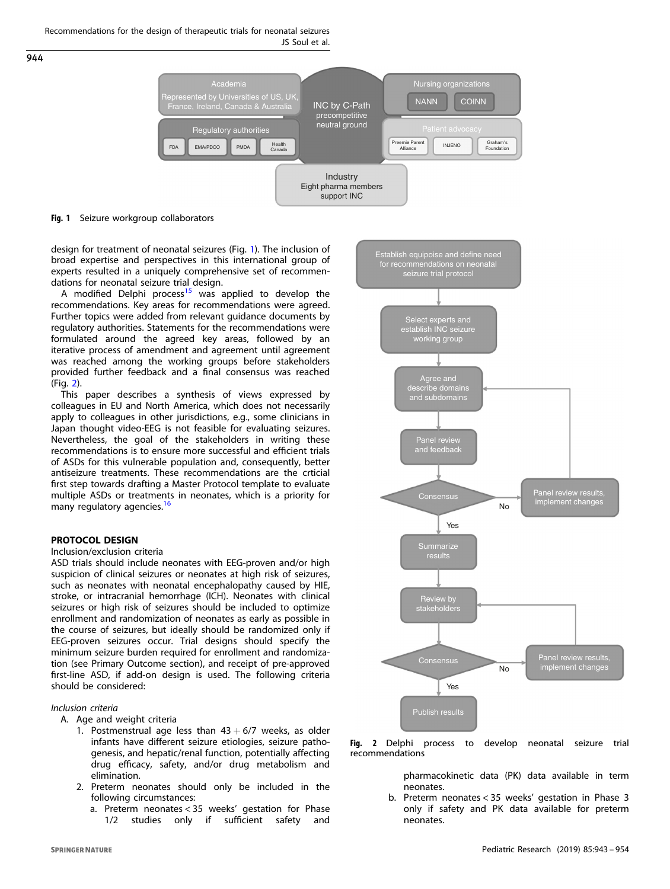Academia

Represented by Universities of US, UK, France, Ireland, Canada & Australia

Regulatory authorities

FDA

EMA/PDCO

PMDA

Health Canada

INC by C-Path precompetitive neutral ground

Nursing organizations

NANN

COINN

Patient advocacy

Preemie Parent Alliance

INJENO

Graham's Foundation

Industry

Eight pharma members support INC

**Fig. 1** Seizure workgroup collaborators

design for treatment of neonatal seizures (Fig. 1). The inclusion of broad expertise and perspectives in this international group of experts resulted in a uniquely comprehensive set of recommendations for neonatal seizure trial design.

A modified Delphi process[15] was applied to develop the recommendations. Key areas for recommendations were agreed. Further topics were added from relevant guidance documents by regulatory authorities. Statements for the recommendations were formulated around the agreed key areas, followed by an iterative process of amendment and agreement until agreement was reached among the working groups before stakeholders provided further feedback and a final consensus was reached (Fig. 2).

This paper describes a synthesis of views expressed by colleagues in EU and North America, which does not necessarily apply to colleagues in other jurisdictions, e.g., some clinicians in Japan thought video-EEG is not feasible for evaluating seizures. Nevertheless, the goal of the stakeholders in writing these recommendations is to ensure more successful and efficient trials of ASDs for this vulnerable population and, consequently, better antiseizure treatments. These recommendations are the crticial first step towards drafting a Master Protocol template to evaluate multiple ASDs or treatments in neonates, which is a priority for many regulatory agencies.[16]

Establish equipoise and define need for recommendations on neonatal seizure trial protocol

Select experts and establish INC seizure working group

Agree and describe domains and subdomains

Panel review and feedback

Consensus

No

Panel review results, implement changes

Yes

Summarize results

Review by stakeholders

Consensus

No

Panel review results, implement changes

Yes

Publish results

**Fig. 2** Delphi process to develop neonatal seizure trial recommendations

## PROTOCOL DESIGN

### Inclusion/exclusion criteria

ASD trials should include neonates with EEG-proven and/or high suspicion of clinical seizures or neonates at high risk of seizures, such as neonates with neonatal encephalopathy caused by HIE, stroke, or intracranial hemorrhage (ICH). Neonates with clinical seizures or high risk of seizures should be included to optimize enrollment and randomization of neonates as early as possible in the course of seizures, but ideally should be randomized only if EEG-proven seizures occur. Trial designs should specify the minimum seizure burden required for enrollment and randomization (see Primary Outcome section), and receipt of pre-approved first-line ASD, if add-on design is used. The following criteria should be considered:

*Inclusion criteria*

A. Age and weight criteria
   1. Postmenstrual age less than $43 + 6/7$ weeks, as older infants have different seizure etiologies, seizure pathogenesis, and hepatic/renal function, potentially affecting drug efficacy, safety, and/or drug metabolism and elimination.
   2. Preterm neonates should only be included in the following circumstances:
      a. Preterm neonates < 35 weeks' gestation for Phase 1/2 studies only if sufficient safety and pharmacokinetic data (PK) data available in term neonates.
      b. Preterm neonates < 35 weeks' gestation in Phase 3 only if safety and PK data available for preterm neonates.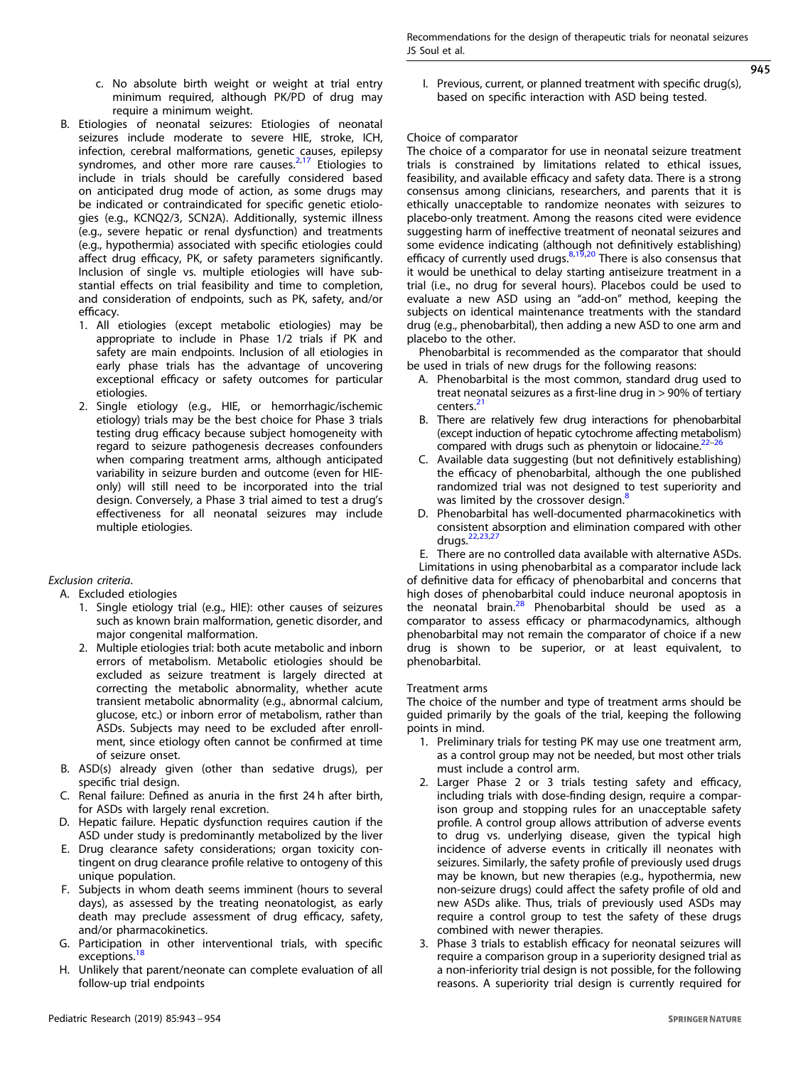c. No absolute birth weight or weight at trial entry minimum required, although PK/PD of drug may require a minimum weight.

B. Etiologies of neonatal seizures: Etiologies of neonatal seizures include moderate to severe HIE, stroke, ICH, infection, cerebral malformations, genetic causes, epilepsy syndromes, and other more rare causes.[2,17] Etiologies to include in trials should be carefully considered based on anticipated drug mode of action, as some drugs may be indicated or contraindicated for specific genetic etiologies (e.g., KCNQ2/3, SCN2A). Additionally, systemic illness (e.g., severe hepatic or renal dysfunction) and treatments (e.g., hypothermia) associated with specific etiologies could affect drug efficacy, PK, or safety parameters significantly. Inclusion of single vs. multiple etiologies will have substantial effects on trial feasibility and time to completion, and consideration of endpoints, such as PK, safety, and/or efficacy.
   1. All etiologies (except metabolic etiologies) may be appropriate to include in Phase 1/2 trials if PK and safety are main endpoints. Inclusion of all etiologies in early phase trials has the advantage of uncovering exceptional efficacy or safety outcomes for particular etiologies.
   2. Single etiology (e.g., HIE, or hemorrhagic/ischemic etiology) trials may be the best choice for Phase 3 trials testing drug efficacy because subject homogeneity with regard to seizure pathogenesis decreases confounders when comparing treatment arms, although anticipated variability in seizure burden and outcome (even for HIE-only) will still need to be incorporated into the trial design. Conversely, a Phase 3 trial aimed to test a drug's effectiveness for all neonatal seizures may include multiple etiologies.

*Exclusion criteria*.

A. Excluded etiologies
   1. Single etiology trial (e.g., HIE): other causes of seizures such as known brain malformation, genetic disorder, and major congenital malformation.
   2. Multiple etiologies trial: both acute metabolic and inborn errors of metabolism. Metabolic etiologies should be excluded as seizure treatment is largely directed at correcting the metabolic abnormality, whether acute transient metabolic abnormality (e.g., abnormal calcium, glucose, etc.) or inborn error of metabolism, rather than ASDs. Subjects may need to be excluded after enrollment, since etiology often cannot be confirmed at time of seizure onset.

B. ASD(s) already given (other than sedative drugs), per specific trial design.

C. Renal failure: Defined as anuria in the first 24 h after birth, for ASDs with largely renal excretion.

D. Hepatic failure. Hepatic dysfunction requires caution if the ASD under study is predominantly metabolized by the liver

E. Drug clearance safety considerations; organ toxicity contingent on drug clearance profile relative to ontogeny of this unique population.

F. Subjects in whom death seems imminent (hours to several days), as assessed by the treating neonatologist, as early death may preclude assessment of drug efficacy, safety, and/or pharmacokinetics.

G. Participation in other interventional trials, with specific exceptions.[18]

H. Unlikely that parent/neonate can complete evaluation of all follow-up trial endpoints

I. Previous, current, or planned treatment with specific drug(s), based on specific interaction with ASD being tested.

Choice of comparator

The choice of a comparator for use in neonatal seizure treatment trials is constrained by limitations related to ethical issues, feasibility, and available efficacy and safety data. There is a strong consensus among clinicians, researchers, and parents that it is ethically unacceptable to randomize neonates with seizures to placebo-only treatment. Among the reasons cited were evidence suggesting harm of ineffective treatment of neonatal seizures and some evidence indicating (although not definitively establishing) efficacy of currently used drugs.[8,19,20] There is also consensus that it would be unethical to delay starting antiseizure treatment in a trial (i.e., no drug for several hours). Placebos could be used to evaluate a new ASD using an "add-on" method, keeping the subjects on identical maintenance treatments with the standard drug (e.g., phenobarbital), then adding a new ASD to one arm and placebo to the other.

Phenobarbital is recommended as the comparator that should be used in trials of new drugs for the following reasons:

A. Phenobarbital is the most common, standard drug used to treat neonatal seizures as a first-line drug in > 90% of tertiary centers.[21]

B. There are relatively few drug interactions for phenobarbital (except induction of hepatic cytochrome affecting metabolism) compared with drugs such as phenytoin or lidocaine.[22–26]

C. Available data suggesting (but not definitively establishing) the efficacy of phenobarbital, although the one published randomized trial was not designed to test superiority and was limited by the crossover design.[8]

D. Phenobarbital has well-documented pharmacokinetics with consistent absorption and elimination compared with other drugs.[22,23,27]

E. There are no controlled data available with alternative ASDs.

Limitations in using phenobarbital as a comparator include lack of definitive data for efficacy of phenobarbital and concerns that high doses of phenobarbital could induce neuronal apoptosis in the neonatal brain.[28] Phenobarbital should be used as a comparator to assess efficacy or pharmacodynamics, although phenobarbital may not remain the comparator of choice if a new drug is shown to be superior, or at least equivalent, to phenobarbital.

Treatment arms

The choice of the number and type of treatment arms should be guided primarily by the goals of the trial, keeping the following points in mind.

1. Preliminary trials for testing PK may use one treatment arm, as a control group may not be needed, but most other trials must include a control arm.
2. Larger Phase 2 or 3 trials testing safety and efficacy, including trials with dose-finding design, require a comparison group and stopping rules for an unacceptable safety profile. A control group allows attribution of adverse events to drug vs. underlying disease, given the typical high incidence of adverse events in critically ill neonates with seizures. Similarly, the safety profile of previously used drugs may be known, but new therapies (e.g., hypothermia, new non-seizure drugs) could affect the safety profile of old and new ASDs alike. Thus, trials of previously used ASDs may require a control group to test the safety of these drugs combined with newer therapies.
3. Phase 3 trials to establish efficacy for neonatal seizures will require a comparison group in a superiority designed trial as a non-inferiority trial design is not possible, for the following reasons. A superiority trial design is currently required for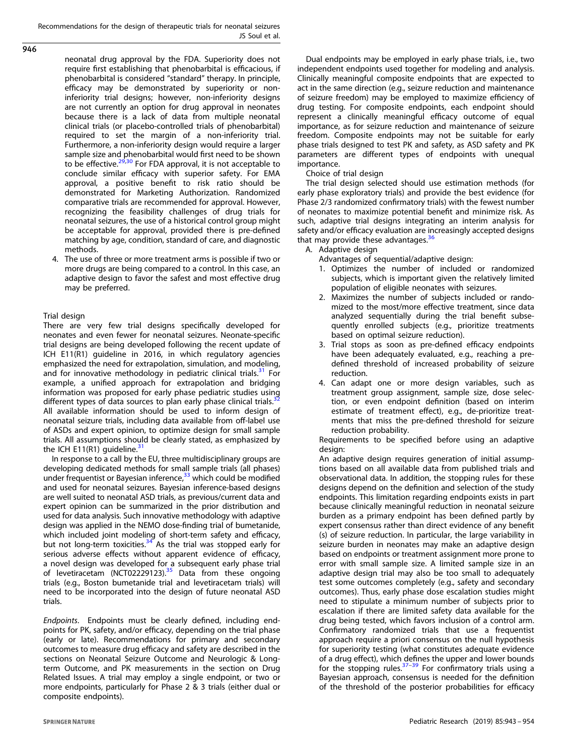neonatal drug approval by the FDA. Superiority does not require first establishing that phenobarbital is efficacious, if phenobarbital is considered "standard" therapy. In principle, efficacy may be demonstrated by superiority or non-inferiority trial designs; however, non-inferiority designs are not currently an option for drug approval in neonates because there is a lack of data from multiple neonatal clinical trials (or placebo-controlled trials of phenobarbital) required to set the margin of a non-inferiority trial. Furthermore, a non-inferiority design would require a larger sample size and phenobarbital would first need to be shown to be effective.[29,30] For FDA approval, it is not acceptable to conclude similar efficacy with superior safety. For EMA approval, a positive benefit to risk ratio should be demonstrated for Marketing Authorization. Randomized comparative trials are recommended for approval. However, recognizing the feasibility challenges of drug trials for neonatal seizures, the use of a historical control group might be acceptable for approval, provided there is pre-defined matching by age, condition, standard of care, and diagnostic methods.

4. The use of three or more treatment arms is possible if two or more drugs are being compared to a control. In this case, an adaptive design to favor the safest and most effective drug may be preferred.

Trial design

There are very few trial designs specifically developed for neonates and even fewer for neonatal seizures. Neonate-specific trial designs are being developed following the recent update of ICH E11(R1) guideline in 2016, in which regulatory agencies emphasized the need for extrapolation, simulation, and modeling, and for innovative methodology in pediatric clinical trials.[31] For example, a unified approach for extrapolation and bridging information was proposed for early phase pediatric studies using different types of data sources to plan early phase clinical trials.[32] All available information should be used to inform design of neonatal seizure trials, including data available from off-label use of ASDs and expert opinion, to optimize design for small sample trials. All assumptions should be clearly stated, as emphasized by the ICH E11(R1) guideline.[31]

In response to a call by the EU, three multidisciplinary groups are developing dedicated methods for small sample trials (all phases) under frequentist or Bayesian inference,[33] which could be modified and used for neonatal seizures. Bayesian inference-based designs are well suited to neonatal ASD trials, as previous/current data and expert opinion can be summarized in the prior distribution and used for data analysis. Such innovative methodology with adaptive design was applied in the NEMO dose-finding trial of bumetanide, which included joint modeling of short-term safety and efficacy, but not long-term toxicities.[34] As the trial was stopped early for serious adverse effects without apparent evidence of efficacy, a novel design was developed for a subsequent early phase trial of levetiracetam (NCT02229123).[35] Data from these ongoing trials (e.g., Boston bumetanide trial and levetiracetam trials) will need to be incorporated into the design of future neonatal ASD trials.

*Endpoints*. Endpoints must be clearly defined, including endpoints for PK, safety, and/or efficacy, depending on the trial phase (early or late). Recommendations for primary and secondary outcomes to measure drug efficacy and safety are described in the sections on Neonatal Seizure Outcome and Neurologic & Long-term Outcome, and PK measurements in the section on Drug Related Issues. A trial may employ a single endpoint, or two or more endpoints, particularly for Phase 2 & 3 trials (either dual or composite endpoints).

Dual endpoints may be employed in early phase trials, i.e., two independent endpoints used together for modeling and analysis. Clinically meaningful composite endpoints that are expected to act in the same direction (e.g., seizure reduction and maintenance of seizure freedom) may be employed to maximize efficiency of drug testing. For composite endpoints, each endpoint should represent a clinically meaningful efficacy outcome of equal importance, as for seizure reduction and maintenance of seizure freedom. Composite endpoints may not be suitable for early phase trials designed to test PK and safety, as ASD safety and PK parameters are different types of endpoints with unequal importance.

Choice of trial design

The trial design selected should use estimation methods (for early phase exploratory trials) and provide the best evidence (for Phase 2/3 randomized confirmatory trials) with the fewest number of neonates to maximize potential benefit and minimize risk. As such, adaptive trial designs integrating an interim analysis for safety and/or efficacy evaluation are increasingly accepted designs that may provide these advantages.[36]

A. Adaptive design

Advantages of sequential/adaptive design:

1. Optimizes the number of included or randomized subjects, which is important given the relatively limited population of eligible neonates with seizures.
2. Maximizes the number of subjects included or randomized to the most/more effective treatment, since data analyzed sequentially during the trial benefit subsequently enrolled subjects (e.g., prioritize treatments based on optimal seizure reduction).
3. Trial stops as soon as pre-defined efficacy endpoints have been adequately evaluated, e.g., reaching a pre-defined threshold of increased probability of seizure reduction.
4. Can adapt one or more design variables, such as treatment group assignment, sample size, dose selection, or even endpoint definition (based on interim estimate of treatment effect), e.g., de-prioritize treatments that miss the pre-defined threshold for seizure reduction probability.

Requirements to be specified before using an adaptive design:

An adaptive design requires generation of initial assumptions based on all available data from published trials and observational data. In addition, the stopping rules for these designs depend on the definition and selection of the study endpoints. This limitation regarding endpoints exists in part because clinically meaningful reduction in neonatal seizure burden as a primary endpoint has been defined partly by expert consensus rather than direct evidence of any benefit(s) of seizure reduction. In particular, the large variability in seizure burden in neonates may make an adaptive design based on endpoints or treatment assignment more prone to error with small sample size. A limited sample size in an adaptive design trial may also be too small to adequately test some outcomes completely (e.g., safety and secondary outcomes). Thus, early phase dose escalation studies might need to stipulate a minimum number of subjects prior to escalation if there are limited safety data available for the drug being tested, which favors inclusion of a control arm. Confirmatory randomized trials that use a frequentist approach require a priori consensus on the null hypothesis for superiority testing (what constitutes adequate evidence of a drug effect), which defines the upper and lower bounds for the stopping rules.[37–39] For confirmatory trials using a Bayesian approach, consensus is needed for the definition of the threshold of the posterior probabilities for efficacy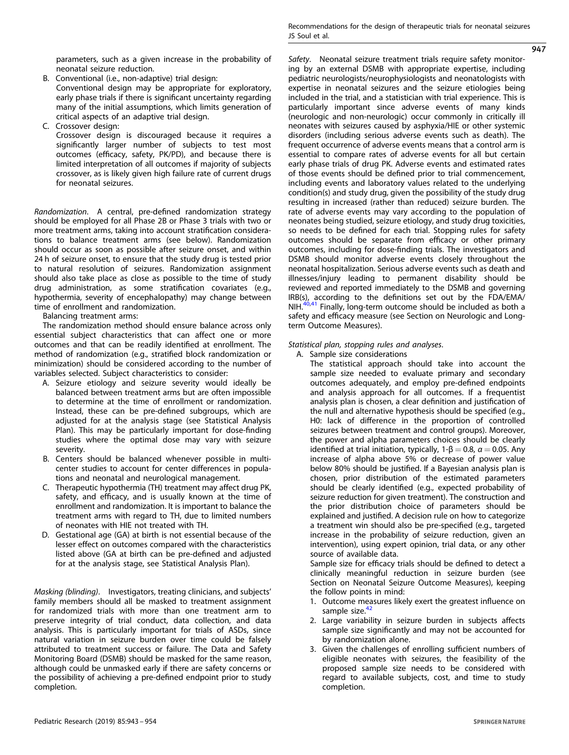parameters, such as a given increase in the probability of neonatal seizure reduction.

B. Conventional (i.e., non-adaptive) trial design:
Conventional design may be appropriate for exploratory, early phase trials if there is significant uncertainty regarding many of the initial assumptions, which limits generation of critical aspects of an adaptive trial design.

C. Crossover design:
Crossover design is discouraged because it requires a significantly larger number of subjects to test most outcomes (efficacy, safety, PK/PD), and because there is limited interpretation of all outcomes if majority of subjects crossover, as is likely given high failure rate of current drugs for neonatal seizures.

*Randomization*. A central, pre-defined randomization strategy should be employed for all Phase 2B or Phase 3 trials with two or more treatment arms, taking into account stratification considerations to balance treatment arms (see below). Randomization should occur as soon as possible after seizure onset, and within 24 h of seizure onset, to ensure that the study drug is tested prior to natural resolution of seizures. Randomization assignment should also take place as close as possible to the time of study drug administration, as some stratification covariates (e.g., hypothermia, severity of encephalopathy) may change between time of enrollment and randomization.

Balancing treatment arms:

The randomization method should ensure balance across only essential subject characteristics that can affect one or more outcomes and that can be readily identified at enrollment. The method of randomization (e.g., stratified block randomization or minimization) should be considered according to the number of variables selected. Subject characteristics to consider:

A. Seizure etiology and seizure severity would ideally be balanced between treatment arms but are often impossible to determine at the time of enrollment or randomization. Instead, these can be pre-defined subgroups, which are adjusted for at the analysis stage (see Statistical Analysis Plan). This may be particularly important for dose-finding studies where the optimal dose may vary with seizure severity.
B. Centers should be balanced whenever possible in multicenter studies to account for center differences in populations and neonatal and neurological management.
C. Therapeutic hypothermia (TH) treatment may affect drug PK, safety, and efficacy, and is usually known at the time of enrollment and randomization. It is important to balance the treatment arms with regard to TH, due to limited numbers of neonates with HIE not treated with TH.
D. Gestational age (GA) at birth is not essential because of the lesser effect on outcomes compared with the characteristics listed above (GA at birth can be pre-defined and adjusted for at the analysis stage, see Statistical Analysis Plan).

*Masking (blinding)*. Investigators, treating clinicians, and subjects' family members should all be masked to treatment assignment for randomized trials with more than one treatment arm to preserve integrity of trial conduct, data collection, and data analysis. This is particularly important for trials of ASDs, since natural variation in seizure burden over time could be falsely attributed to treatment success or failure. The Data and Safety Monitoring Board (DSMB) should be masked for the same reason, although could be unmasked early if there are safety concerns or the possibility of achieving a pre-defined endpoint prior to study completion.

*Safety*. Neonatal seizure treatment trials require safety monitoring by an external DSMB with appropriate expertise, including pediatric neurologists/neurophysiologists and neonatologists with expertise in neonatal seizures and the seizure etiologies being included in the trial, and a statistician with trial experience. This is particularly important since adverse events of many kinds (neurologic and non-neurologic) occur commonly in critically ill neonates with seizures caused by asphyxia/HIE or other systemic disorders (including serious adverse events such as death). The frequent occurrence of adverse events means that a control arm is essential to compare rates of adverse events for all but certain early phase trials of drug PK. Adverse events and estimated rates of those events should be defined prior to trial commencement, including events and laboratory values related to the underlying condition(s) and study drug, given the possibility of the study drug resulting in increased (rather than reduced) seizure burden. The rate of adverse events may vary according to the population of neonates being studied, seizure etiology, and study drug toxicities, so needs to be defined for each trial. Stopping rules for safety outcomes should be separate from efficacy or other primary outcomes, including for dose-finding trials. The investigators and DSMB should monitor adverse events closely throughout the neonatal hospitalization. Serious adverse events such as death and illnesses/injury leading to permanent disability should be reviewed and reported immediately to the DSMB and governing IRB(s), according to the definitions set out by the FDA/EMA/NIH.[40,41] Finally, long-term outcome should be included as both a safety and efficacy measure (see Section on Neurologic and Long-term Outcome Measures).

*Statistical plan, stopping rules and analyses*.

A. Sample size considerations
The statistical approach should take into account the sample size needed to evaluate primary and secondary outcomes adequately, and employ pre-defined endpoints and analysis approach for all outcomes. If a frequentist analysis plan is chosen, a clear definition and justification of the null and alternative hypothesis should be specified (e.g., H0: lack of difference in the proportion of controlled seizures between treatment and control groups). Moreover, the power and alpha parameters choices should be clearly identified at trial initiation, typically, $1\text{-}\beta = 0.8$, $\alpha = 0.05$. Any increase of alpha above 5% or decrease of power value below 80% should be justified. If a Bayesian analysis plan is chosen, prior distribution of the estimated parameters should be clearly identified (e.g., expected probability of seizure reduction for given treatment). The construction and the prior distribution choice of parameters should be explained and justified. A decision rule on how to categorize a treatment win should also be pre-specified (e.g., targeted increase in the probability of seizure reduction, given an intervention), using expert opinion, trial data, or any other source of available data.
Sample size for efficacy trials should be defined to detect a clinically meaningful reduction in seizure burden (see Section on Neonatal Seizure Outcome Measures), keeping the follow points in mind:
1. Outcome measures likely exert the greatest influence on sample size.[42]
2. Large variability in seizure burden in subjects affects sample size significantly and may not be accounted for by randomization alone.
3. Given the challenges of enrolling sufficient numbers of eligible neonates with seizures, the feasibility of the proposed sample size needs to be considered with regard to available subjects, cost, and time to study completion.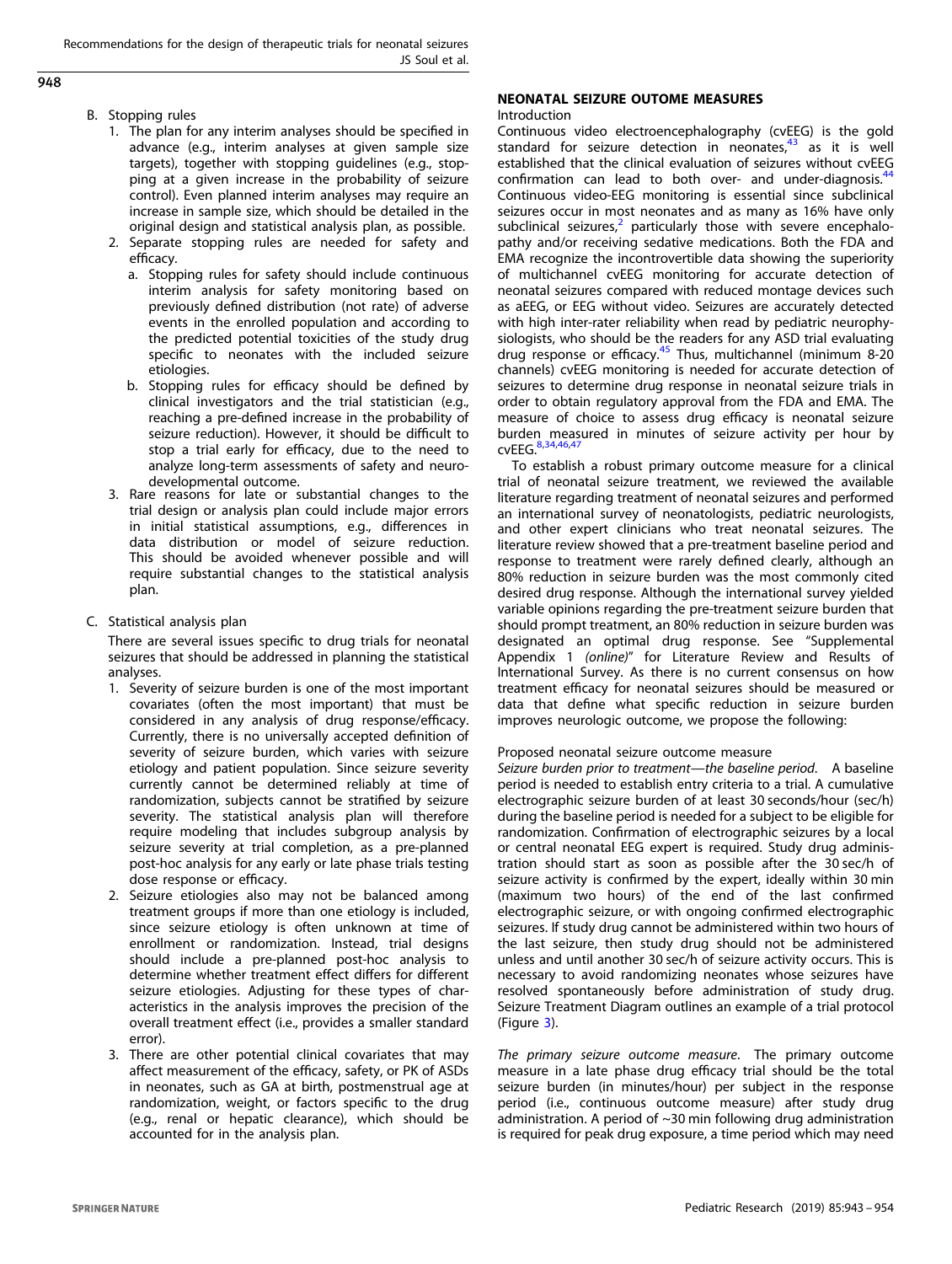B. Stopping rules

1. The plan for any interim analyses should be specified in advance (e.g., interim analyses at given sample size targets), together with stopping guidelines (e.g., stopping at a given increase in the probability of seizure control). Even planned interim analyses may require an increase in sample size, which should be detailed in the original design and statistical analysis plan, as possible.
2. Separate stopping rules are needed for safety and efficacy.
   a. Stopping rules for safety should include continuous interim analysis for safety monitoring based on previously defined distribution (not rate) of adverse events in the enrolled population and according to the predicted potential toxicities of the study drug specific to neonates with the included seizure etiologies.
   b. Stopping rules for efficacy should be defined by clinical investigators and the trial statistician (e.g., reaching a pre-defined increase in the probability of seizure reduction). However, it should be difficult to stop a trial early for efficacy, due to the need to analyze long-term assessments of safety and neurodevelopmental outcome.
3. Rare reasons for late or substantial changes to the trial design or analysis plan could include major errors in initial statistical assumptions, e.g., differences in data distribution or model of seizure reduction. This should be avoided whenever possible and will require substantial changes to the statistical analysis plan.

C. Statistical analysis plan

There are several issues specific to drug trials for neonatal seizures that should be addressed in planning the statistical analyses.

1. Severity of seizure burden is one of the most important covariates (often the most important) that must be considered in any analysis of drug response/efficacy. Currently, there is no universally accepted definition of severity of seizure burden, which varies with seizure etiology and patient population. Since seizure severity currently cannot be determined reliably at time of randomization, subjects cannot be stratified by seizure severity. The statistical analysis plan will therefore require modeling that includes subgroup analysis by seizure severity at trial completion, as a pre-planned post-hoc analysis for any early or late phase trials testing dose response or efficacy.
2. Seizure etiologies also may not be balanced among treatment groups if more than one etiology is included, since seizure etiology is often unknown at time of enrollment or randomization. Instead, trial designs should include a pre-planned post-hoc analysis to determine whether treatment effect differs for different seizure etiologies. Adjusting for these types of characteristics in the analysis improves the precision of the overall treatment effect (i.e., provides a smaller standard error).
3. There are other potential clinical covariates that may affect measurement of the efficacy, safety, or PK of ASDs in neonates, such as GA at birth, postmenstrual age at randomization, weight, or factors specific to the drug (e.g., renal or hepatic clearance), which should be accounted for in the analysis plan.

## NEONATAL SEIZURE OUTOME MEASURES

### Introduction

Continuous video electroencephalography (cvEEG) is the gold standard for seizure detection in neonates,[43] as it is well established that the clinical evaluation of seizures without cvEEG confirmation can lead to both over- and under-diagnosis.[44] Continuous video-EEG monitoring is essential since subclinical seizures occur in most neonates and as many as 16% have only subclinical seizures,[2] particularly those with severe encephalopathy and/or receiving sedative medications. Both the FDA and EMA recognize the incontrovertible data showing the superiority of multichannel cvEEG monitoring for accurate detection of neonatal seizures compared with reduced montage devices such as aEEG, or EEG without video. Seizures are accurately detected with high inter-rater reliability when read by pediatric neurophysiologists, who should be the readers for any ASD trial evaluating drug response or efficacy.[45] Thus, multichannel (minimum 8-20 channels) cvEEG monitoring is needed for accurate detection of seizures to determine drug response in neonatal seizure trials in order to obtain regulatory approval from the FDA and EMA. The measure of choice to assess drug efficacy is neonatal seizure burden measured in minutes of seizure activity per hour by cvEEG.[8,34,46,47]

To establish a robust primary outcome measure for a clinical trial of neonatal seizure treatment, we reviewed the available literature regarding treatment of neonatal seizures and performed an international survey of neonatologists, pediatric neurologists, and other expert clinicians who treat neonatal seizures. The literature review showed that a pre-treatment baseline period and response to treatment were rarely defined clearly, although an 80% reduction in seizure burden was the most commonly cited desired drug response. Although the international survey yielded variable opinions regarding the pre-treatment seizure burden that should prompt treatment, an 80% reduction in seizure burden was designated an optimal drug response. See "Supplemental Appendix 1 *(online)*" for Literature Review and Results of International Survey. As there is no current consensus on how treatment efficacy for neonatal seizures should be measured or data that define what specific reduction in seizure burden improves neurologic outcome, we propose the following:

### Proposed neonatal seizure outcome measure

*Seizure burden prior to treatment—the baseline period.* A baseline period is needed to establish entry criteria to a trial. A cumulative electrographic seizure burden of at least 30 seconds/hour (sec/h) during the baseline period is needed for a subject to be eligible for randomization. Confirmation of electrographic seizures by a local or central neonatal EEG expert is required. Study drug administration should start as soon as possible after the 30 sec/h of seizure activity is confirmed by the expert, ideally within 30 min (maximum two hours) of the end of the last confirmed electrographic seizure, or with ongoing confirmed electrographic seizures. If study drug cannot be administered within two hours of the last seizure, then study drug should not be administered unless and until another 30 sec/h of seizure activity occurs. This is necessary to avoid randomizing neonates whose seizures have resolved spontaneously before administration of study drug. Seizure Treatment Diagram outlines an example of a trial protocol (Figure 3).

*The primary seizure outcome measure.* The primary outcome measure in a late phase drug efficacy trial should be the total seizure burden (in minutes/hour) per subject in the response period (i.e., continuous outcome measure) after study drug administration. A period of ~30 min following drug administration is required for peak drug exposure, a time period which may need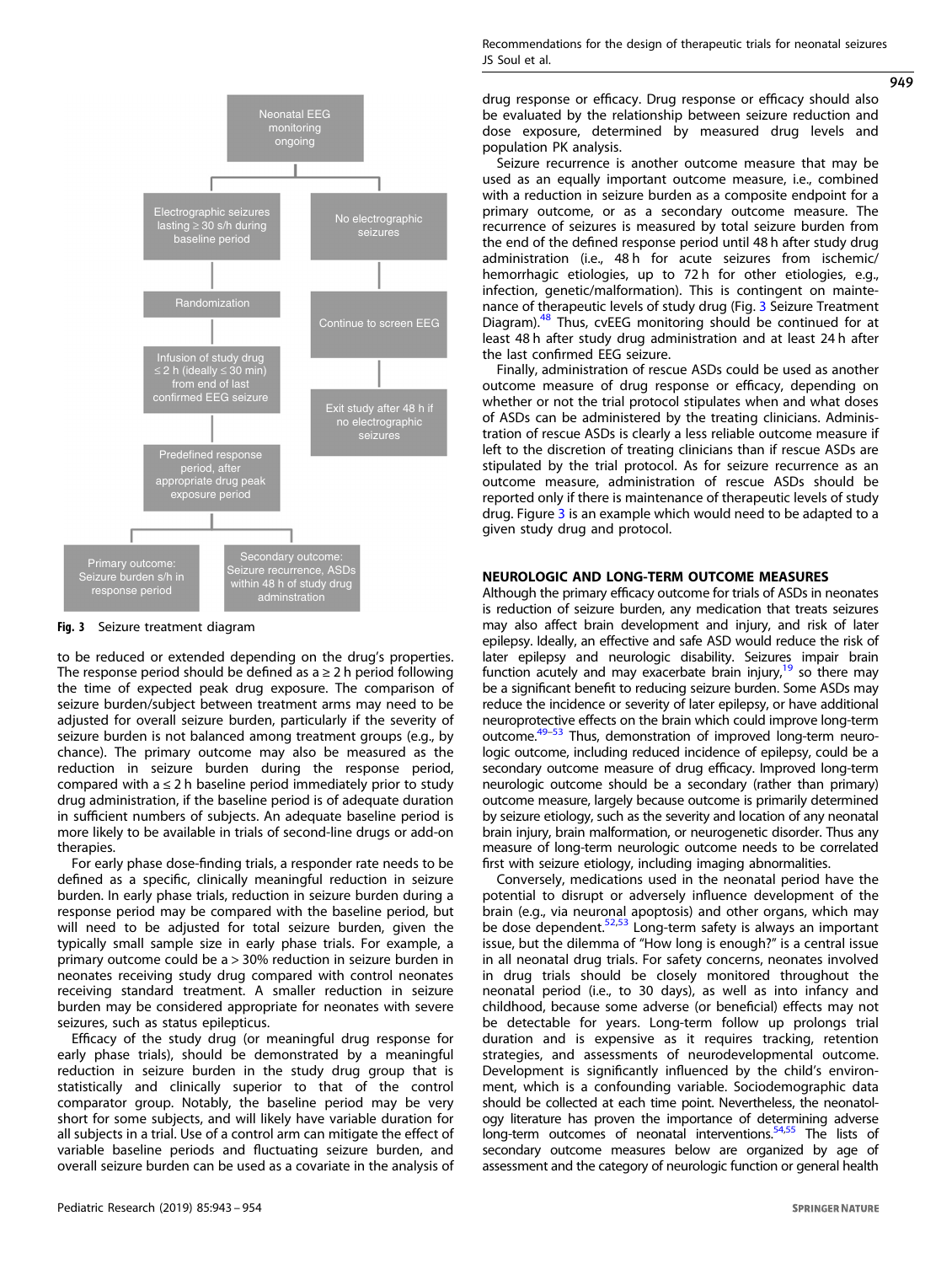Neonatal EEG monitoring ongoing

Electrographic seizures lasting ≥ 30 s/h during baseline period

No electrographic seizures

Randomization

Continue to screen EEG

Infusion of study drug ≤ 2 h (ideally ≤ 30 min) from end of last confirmed EEG seizure

Exit study after 48 h if no electrographic seizures

Predefined response period, after appropriate drug peak exposure period

Primary outcome: Seizure burden s/h in response period

Secondary outcome: Seizure recurrence, ASDs within 48 h of study drug adminstration

**Fig. 3** Seizure treatment diagram

to be reduced or extended depending on the drug's properties. The response period should be defined as a ≥ 2 h period following the time of expected peak drug exposure. The comparison of seizure burden/subject between treatment arms may need to be adjusted for overall seizure burden, particularly if the severity of seizure burden is not balanced among treatment groups (e.g., by chance). The primary outcome may also be measured as the reduction in seizure burden during the response period, compared with a ≤ 2 h baseline period immediately prior to study drug administration, if the baseline period is of adequate duration in sufficient numbers of subjects. An adequate baseline period is more likely to be available in trials of second-line drugs or add-on therapies.

For early phase dose-finding trials, a responder rate needs to be defined as a specific, clinically meaningful reduction in seizure burden. In early phase trials, reduction in seizure burden during a response period may be compared with the baseline period, but will need to be adjusted for total seizure burden, given the typically small sample size in early phase trials. For example, a primary outcome could be a > 30% reduction in seizure burden in neonates receiving study drug compared with control neonates receiving standard treatment. A smaller reduction in seizure burden may be considered appropriate for neonates with severe seizures, such as status epilepticus.

Efficacy of the study drug (or meaningful drug response for early phase trials), should be demonstrated by a meaningful reduction in seizure burden in the study drug group that is statistically and clinically superior to that of the control comparator group. Notably, the baseline period may be very short for some subjects, and will likely have variable duration for all subjects in a trial. Use of a control arm can mitigate the effect of variable baseline periods and fluctuating seizure burden, and overall seizure burden can be used as a covariate in the analysis of drug response or efficacy. Drug response or efficacy should also be evaluated by the relationship between seizure reduction and dose exposure, determined by measured drug levels and population PK analysis.

Seizure recurrence is another outcome measure that may be used as an equally important outcome measure, i.e., combined with a reduction in seizure burden as a composite endpoint for a primary outcome, or as a secondary outcome measure. The recurrence of seizures is measured by total seizure burden from the end of the defined response period until 48 h after study drug administration (i.e., 48 h for acute seizures from ischemic/hemorrhagic etiologies, up to 72 h for other etiologies, e.g., infection, genetic/malformation). This is contingent on maintenance of therapeutic levels of study drug (Fig. 3 Seizure Treatment Diagram).[48] Thus, cvEEG monitoring should be continued for at least 48 h after study drug administration and at least 24 h after the last confirmed EEG seizure.

Finally, administration of rescue ASDs could be used as another outcome measure of drug response or efficacy, depending on whether or not the trial protocol stipulates when and what doses of ASDs can be administered by the treating clinicians. Administration of rescue ASDs is clearly a less reliable outcome measure if left to the discretion of treating clinicians than if rescue ASDs are stipulated by the trial protocol. As for seizure recurrence as an outcome measure, administration of rescue ASDs should be reported only if there is maintenance of therapeutic levels of study drug. Figure 3 is an example which would need to be adapted to a given study drug and protocol.

## NEUROLOGIC AND LONG-TERM OUTCOME MEASURES

Although the primary efficacy outcome for trials of ASDs in neonates is reduction of seizure burden, any medication that treats seizures may also affect brain development and injury, and risk of later epilepsy. Ideally, an effective and safe ASD would reduce the risk of later epilepsy and neurologic disability. Seizures impair brain function acutely and may exacerbate brain injury,[19] so there may be a significant benefit to reducing seizure burden. Some ASDs may reduce the incidence or severity of later epilepsy, or have additional neuroprotective effects on the brain which could improve long-term outcome.[49–53] Thus, demonstration of improved long-term neurologic outcome, including reduced incidence of epilepsy, could be a secondary outcome measure of drug efficacy. Improved long-term neurologic outcome should be a secondary (rather than primary) outcome measure, largely because outcome is primarily determined by seizure etiology, such as the severity and location of any neonatal brain injury, brain malformation, or neurogenetic disorder. Thus any measure of long-term neurologic outcome needs to be correlated first with seizure etiology, including imaging abnormalities.

Conversely, medications used in the neonatal period have the potential to disrupt or adversely influence development of the brain (e.g., via neuronal apoptosis) and other organs, which may be dose dependent.[52,53] Long-term safety is always an important issue, but the dilemma of "How long is enough?" is a central issue in all neonatal drug trials. For safety concerns, neonates involved in drug trials should be closely monitored throughout the neonatal period (i.e., to 30 days), as well as into infancy and childhood, because some adverse (or beneficial) effects may not be detectable for years. Long-term follow up prolongs trial duration and is expensive as it requires tracking, retention strategies, and assessments of neurodevelopmental outcome. Development is significantly influenced by the child's environment, which is a confounding variable. Sociodemographic data should be collected at each time point. Nevertheless, the neonatology literature has proven the importance of determining adverse long-term outcomes of neonatal interventions.[54,55] The lists of secondary outcome measures below are organized by age of assessment and the category of neurologic function or general health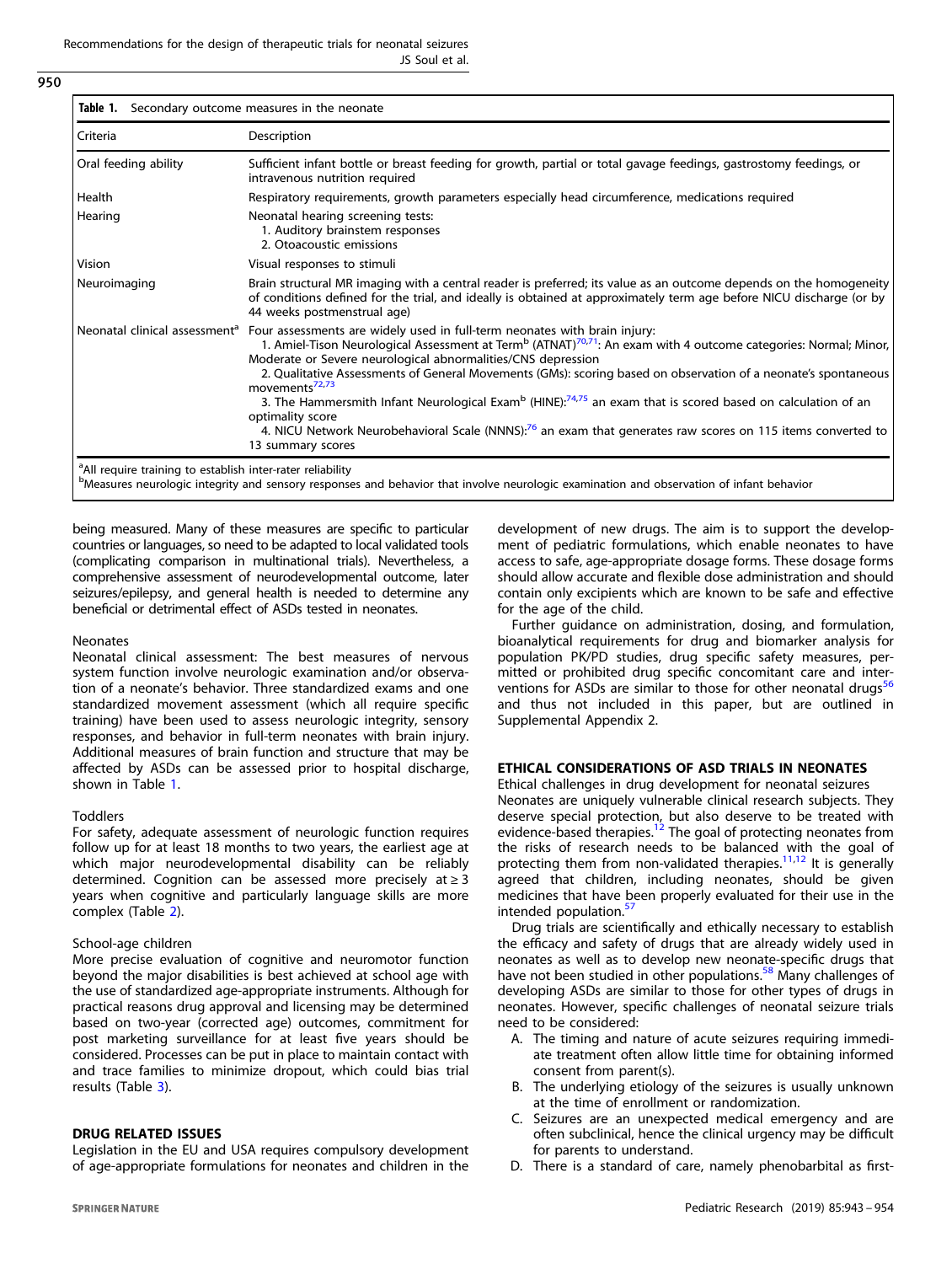**Table 1.** Secondary outcome measures in the neonate

| Criteria | Description |
|---|---|
| Oral feeding ability | Sufficient infant bottle or breast feeding for growth, partial or total gavage feedings, gastrostomy feedings, or intravenous nutrition required |
| Health | Respiratory requirements, growth parameters especially head circumference, medications required |
| Hearing | Neonatal hearing screening tests: 1. Auditory brainstem responses 2. Otoacoustic emissions |
| Vision | Visual responses to stimuli |
| Neuroimaging | Brain structural MR imaging with a central reader is preferred; its value as an outcome depends on the homogeneity of conditions defined for the trial, and ideally is obtained at approximately term age before NICU discharge (or by 44 weeks postmenstrual age) |
| Neonatal clinical assessment[a] | Four assessments are widely used in full-term neonates with brain injury: 1. Amiel-Tison Neurological Assessment at Term[b] (ATNAT)[70,71]: An exam with 4 outcome categories: Normal; Minor, Moderate or Severe neurological abnormalities/CNS depression 2. Qualitative Assessments of General Movements (GMs): scoring based on observation of a neonate's spontaneous movements[72,73] 3. The Hammersmith Infant Neurological Exam[b] (HINE):[74,75] an exam that is scored based on calculation of an optimality score 4. NICU Network Neurobehavioral Scale (NNNS):[76] an exam that generates raw scores on 115 items converted to 13 summary scores |

[a]All require training to establish inter-rater reliability
[b]Measures neurologic integrity and sensory responses and behavior that involve neurologic examination and observation of infant behavior

being measured. Many of these measures are specific to particular countries or languages, so need to be adapted to local validated tools (complicating comparison in multinational trials). Nevertheless, a comprehensive assessment of neurodevelopmental outcome, later seizures/epilepsy, and general health is needed to determine any beneficial or detrimental effect of ASDs tested in neonates.

#### Neonates

Neonatal clinical assessment: The best measures of nervous system function involve neurologic examination and/or observation of a neonate's behavior. Three standardized exams and one standardized movement assessment (which all require specific training) have been used to assess neurologic integrity, sensory responses, and behavior in full-term neonates with brain injury. Additional measures of brain function and structure that may be affected by ASDs can be assessed prior to hospital discharge, shown in Table 1.

#### Toddlers

For safety, adequate assessment of neurologic function requires follow up for at least 18 months to two years, the earliest age at which major neurodevelopmental disability can be reliably determined. Cognition can be assessed more precisely at ≥ 3 years when cognitive and particularly language skills are more complex (Table 2).

#### School-age children

More precise evaluation of cognitive and neuromotor function beyond the major disabilities is best achieved at school age with the use of standardized age-appropriate instruments. Although for practical reasons drug approval and licensing may be determined based on two-year (corrected age) outcomes, commitment for post marketing surveillance for at least five years should be considered. Processes can be put in place to maintain contact with and trace families to minimize dropout, which could bias trial results (Table 3).

## DRUG RELATED ISSUES

Legislation in the EU and USA requires compulsory development of age-appropriate formulations for neonates and children in the development of new drugs. The aim is to support the development of pediatric formulations, which enable neonates to have access to safe, age-appropriate dosage forms. These dosage forms should allow accurate and flexible dose administration and should contain only excipients which are known to be safe and effective for the age of the child.

Further guidance on administration, dosing, and formulation, bioanalytical requirements for drug and biomarker analysis for population PK/PD studies, drug specific safety measures, permitted or prohibited drug specific concomitant care and interventions for ASDs are similar to those for other neonatal drugs[56] and thus not included in this paper, but are outlined in Supplemental Appendix 2.

## ETHICAL CONSIDERATIONS OF ASD TRIALS IN NEONATES

#### Ethical challenges in drug development for neonatal seizures

Neonates are uniquely vulnerable clinical research subjects. They deserve special protection, but also deserve to be treated with evidence-based therapies.[12] The goal of protecting neonates from the risks of research needs to be balanced with the goal of protecting them from non-validated therapies.[11,12] It is generally agreed that children, including neonates, should be given medicines that have been properly evaluated for their use in the intended population.[57]

Drug trials are scientifically and ethically necessary to establish the efficacy and safety of drugs that are already widely used in neonates as well as to develop new neonate-specific drugs that have not been studied in other populations.[58] Many challenges of developing ASDs are similar to those for other types of drugs in neonates. However, specific challenges of neonatal seizure trials need to be considered:

A. The timing and nature of acute seizures requiring immediate treatment often allow little time for obtaining informed consent from parent(s).
B. The underlying etiology of the seizures is usually unknown at the time of enrollment or randomization.
C. Seizures are an unexpected medical emergency and are often subclinical, hence the clinical urgency may be difficult for parents to understand.
D. There is a standard of care, namely phenobarbital as first-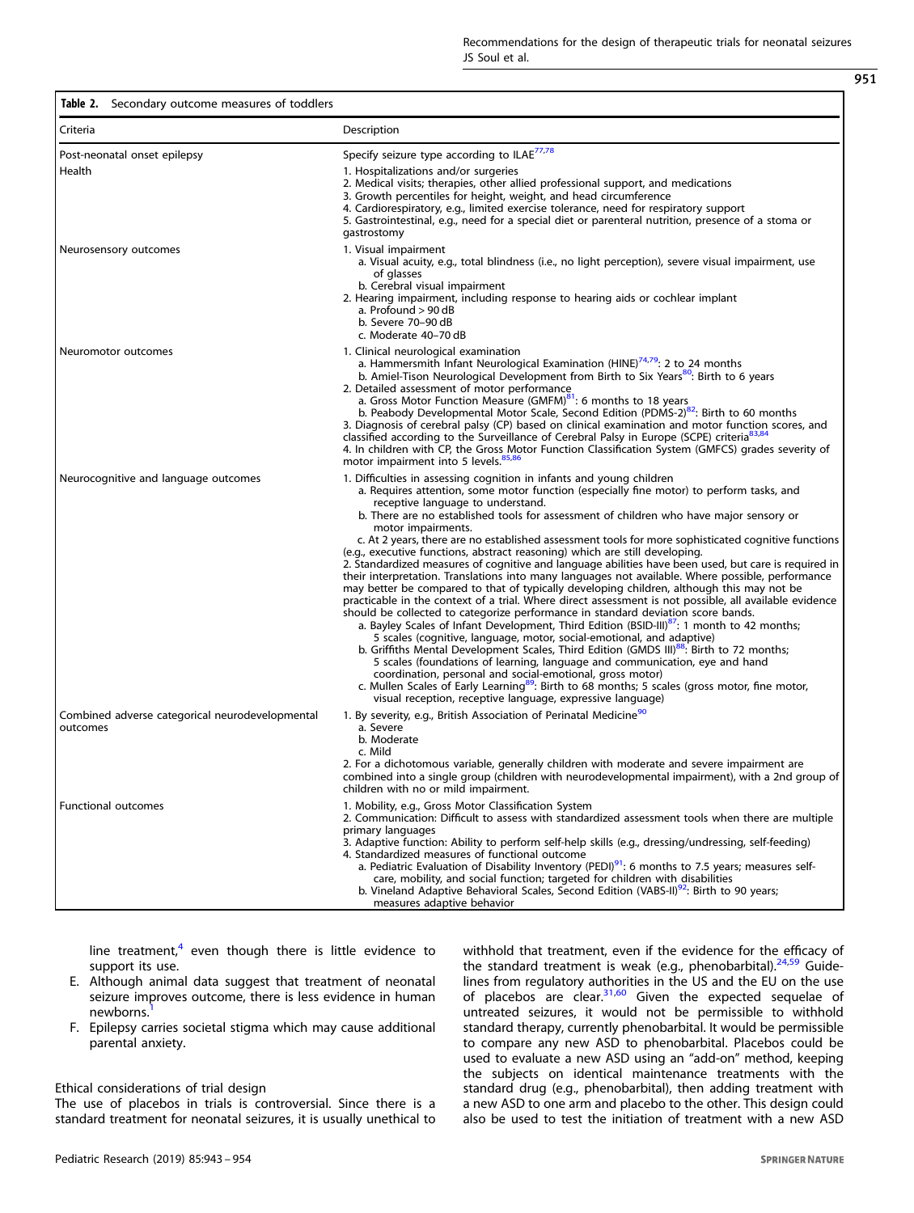**Table 2.** Secondary outcome measures of toddlers

| Criteria | Description |
|---|---|
| Post-neonatal onset epilepsy | Specify seizure type according to ILAE[77,78] |
| Health | 1. Hospitalizations and/or surgeries<br>2. Medical visits; therapies, other allied professional support, and medications<br>3. Growth percentiles for height, weight, and head circumference<br>4. Cardiorespiratory, e.g., limited exercise tolerance, need for respiratory support<br>5. Gastrointestinal, e.g., need for a special diet or parenteral nutrition, presence of a stoma or gastrostomy |
| Neurosensory outcomes | 1. Visual impairment<br>a. Visual acuity, e.g., total blindness (i.e., no light perception), severe visual impairment, use of glasses<br>b. Cerebral visual impairment<br>2. Hearing impairment, including response to hearing aids or cochlear implant<br>a. Profound > 90 dB<br>b. Severe 70–90 dB<br>c. Moderate 40–70 dB |
| Neuromotor outcomes | 1. Clinical neurological examination<br>a. Hammersmith Infant Neurological Examination (HINE)[74,79]: 2 to 24 months<br>b. Amiel-Tison Neurological Development from Birth to Six Years[80]: Birth to 6 years<br>2. Detailed assessment of motor performance<br>a. Gross Motor Function Measure (GMFM)[81]: 6 months to 18 years<br>b. Peabody Developmental Motor Scale, Second Edition (PDMS-2)[82]: Birth to 60 months<br>3. Diagnosis of cerebral palsy (CP) based on clinical examination and motor function scores, and classified according to the Surveillance of Cerebral Palsy in Europe (SCPE) criteria[83,84]<br>4. In children with CP, the Gross Motor Function Classification System (GMFCS) grades severity of motor impairment into 5 levels.[85,86] |
| Neurocognitive and language outcomes | 1. Difficulties in assessing cognition in infants and young children<br>a. Requires attention, some motor function (especially fine motor) to perform tasks, and receptive language to understand.<br>b. There are no established tools for assessment of children who have major sensory or motor impairments.<br>c. At 2 years, there are no established assessment tools for more sophisticated cognitive functions (e.g., executive functions, abstract reasoning) which are still developing.<br>2. Standardized measures of cognitive and language abilities have been used, but care is required in their interpretation. Translations into many languages not available. Where possible, performance may better be compared to that of typically developing children, although this may not be practicable in the context of a trial. Where direct assessment is not possible, all available evidence should be collected to categorize performance in standard deviation score bands.<br>a. Bayley Scales of Infant Development, Third Edition (BSID-III)[87]: 1 month to 42 months; 5 scales (cognitive, language, motor, social-emotional, and adaptive)<br>b. Griffiths Mental Development Scales, Third Edition (GMDS III)[88]: Birth to 72 months; 5 scales (foundations of learning, language and communication, eye and hand coordination, personal and social-emotional, gross motor)<br>c. Mullen Scales of Early Learning[89]: Birth to 68 months; 5 scales (gross motor, fine motor, visual reception, receptive language, expressive language) |
| Combined adverse categorical neurodevelopmental outcomes | 1. By severity, e.g., British Association of Perinatal Medicine[90]<br>a. Severe<br>b. Moderate<br>c. Mild<br>2. For a dichotomous variable, generally children with moderate and severe impairment are combined into a single group (children with neurodevelopmental impairment), with a 2nd group of children with no or mild impairment. |
| Functional outcomes | 1. Mobility, e.g., Gross Motor Classification System<br>2. Communication: Difficult to assess with standardized assessment tools when there are multiple primary languages<br>3. Adaptive function: Ability to perform self-help skills (e.g., dressing/undressing, self-feeding)<br>4. Standardized measures of functional outcome<br>a. Pediatric Evaluation of Disability Inventory (PEDI)[91]: 6 months to 7.5 years; measures self-care, mobility, and social function; targeted for children with disabilities<br>b. Vineland Adaptive Behavioral Scales, Second Edition (VABS-II)[92]: Birth to 90 years; measures adaptive behavior |

line treatment,[4] even though there is little evidence to support its use.

E. Although animal data suggest that treatment of neonatal seizure improves outcome, there is less evidence in human newborns.[1]

F. Epilepsy carries societal stigma which may cause additional parental anxiety.

### Ethical considerations of trial design

The use of placebos in trials is controversial. Since there is a standard treatment for neonatal seizures, it is usually unethical to withhold that treatment, even if the evidence for the efficacy of the standard treatment is weak (e.g., phenobarbital).[24,59] Guidelines from regulatory authorities in the US and the EU on the use of placebos are clear.[31,60] Given the expected sequelae of untreated seizures, it would not be permissible to withhold standard therapy, currently phenobarbital. It would be permissible to compare any new ASD to phenobarbital. Placebos could be used to evaluate a new ASD using an "add-on" method, keeping the subjects on identical maintenance treatments with the standard drug (e.g., phenobarbital), then adding treatment with a new ASD to one arm and placebo to the other. This design could also be used to test the initiation of treatment with a new ASD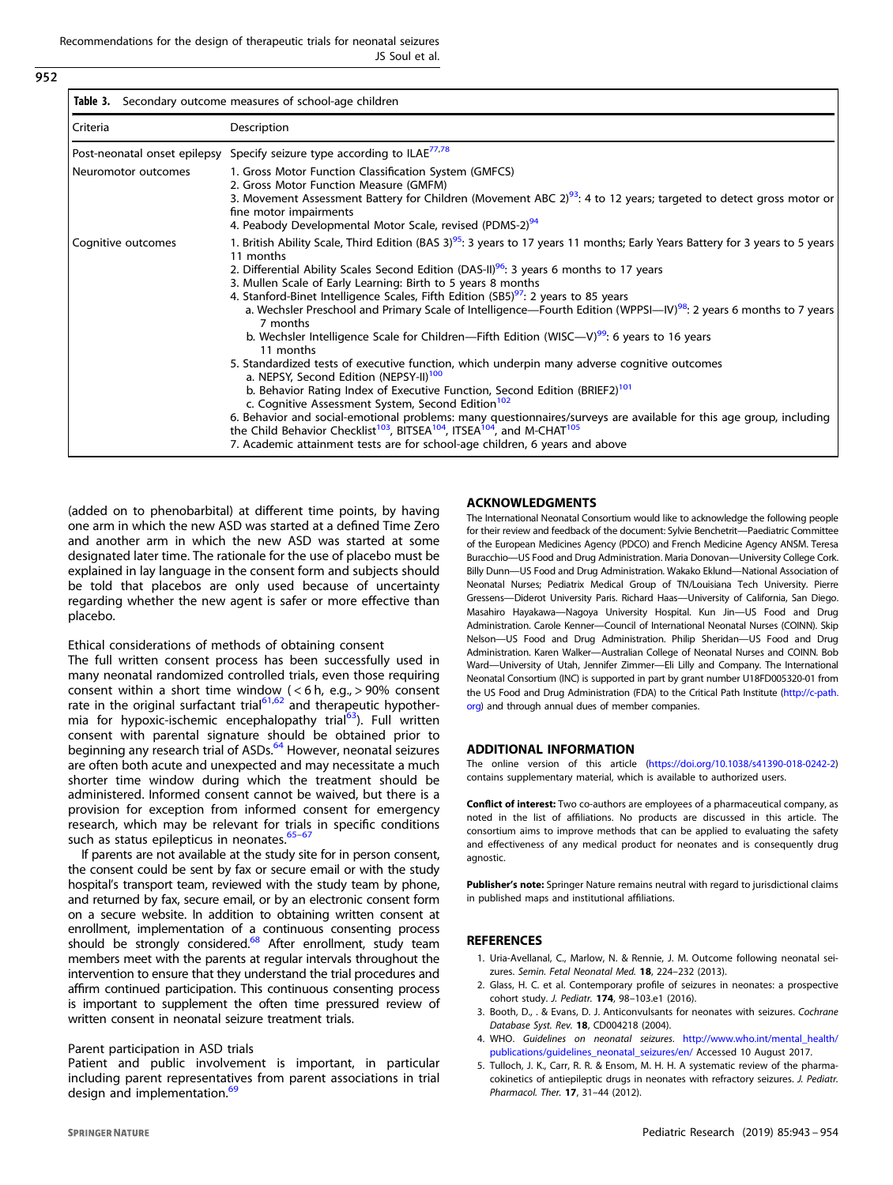**Table 3.** Secondary outcome measures of school-age children

| Criteria | Description |
|---|---|
| Post-neonatal onset epilepsy | Specify seizure type according to ILAE[77,78] |
| Neuromotor outcomes | 1. Gross Motor Function Classification System (GMFCS)<br>2. Gross Motor Function Measure (GMFM)<br>3. Movement Assessment Battery for Children (Movement ABC 2)[93]: 4 to 12 years; targeted to detect gross motor or fine motor impairments<br>4. Peabody Developmental Motor Scale, revised (PDMS-2)[94] |
| Cognitive outcomes | 1. British Ability Scale, Third Edition (BAS 3)[95]: 3 years to 17 years 11 months; Early Years Battery for 3 years to 5 years 11 months<br>2. Differential Ability Scales Second Edition (DAS-II)[96]: 3 years 6 months to 17 years<br>3. Mullen Scale of Early Learning: Birth to 5 years 8 months<br>4. Stanford-Binet Intelligence Scales, Fifth Edition (SB5)[97]: 2 years to 85 years<br>a. Wechsler Preschool and Primary Scale of Intelligence—Fourth Edition (WPPSI—IV)[98]: 2 years 6 months to 7 years 7 months<br>b. Wechsler Intelligence Scale for Children—Fifth Edition (WISC—V)[99]: 6 years to 16 years 11 months<br>5. Standardized tests of executive function, which underpin many adverse cognitive outcomes<br>a. NEPSY, Second Edition (NEPSY-II)[100]<br>b. Behavior Rating Index of Executive Function, Second Edition (BRIEF2)[101]<br>c. Cognitive Assessment System, Second Edition[102]<br>6. Behavior and social-emotional problems: many questionnaires/surveys are available for this age group, including the Child Behavior Checklist[103], BITSEA[104], ITSEA[104], and M-CHAT[105]<br>7. Academic attainment tests are for school-age children, 6 years and above |

(added on to phenobarbital) at different time points, by having one arm in which the new ASD was started at a defined Time Zero and another arm in which the new ASD was started at some designated later time. The rationale for the use of placebo must be explained in lay language in the consent form and subjects should be told that placebos are only used because of uncertainty regarding whether the new agent is safer or more effective than placebo.

### Ethical considerations of methods of obtaining consent

The full written consent process has been successfully used in many neonatal randomized controlled trials, even those requiring consent within a short time window (< 6 h, e.g., > 90% consent rate in the original surfactant trial[61,62] and therapeutic hypothermia for hypoxic-ischemic encephalopathy trial[63]). Full written consent with parental signature should be obtained prior to beginning any research trial of ASDs.[64] However, neonatal seizures are often both acute and unexpected and may necessitate a much shorter time window during which the treatment should be administered. Informed consent cannot be waived, but there is a provision for exception from informed consent for emergency research, which may be relevant for trials in specific conditions such as status epilepticus in neonates.[65–67]

If parents are not available at the study site for in person consent, the consent could be sent by fax or secure email or with the study hospital's transport team, reviewed with the study team by phone, and returned by fax, secure email, or by an electronic consent form on a secure website. In addition to obtaining written consent at enrollment, implementation of a continuous consenting process should be strongly considered.[68] After enrollment, study team members meet with the parents at regular intervals throughout the intervention to ensure that they understand the trial procedures and affirm continued participation. This continuous consenting process is important to supplement the often time pressured review of written consent in neonatal seizure treatment trials.

### Parent participation in ASD trials

Patient and public involvement is important, in particular including parent representatives from parent associations in trial design and implementation.[69]

## ACKNOWLEDGMENTS

The International Neonatal Consortium would like to acknowledge the following people for their review and feedback of the document: Sylvie Benchetrit—Paediatric Committee of the European Medicines Agency (PDCO) and French Medicine Agency ANSM. Teresa Buracchio—US Food and Drug Administration. Maria Donovan—University College Cork. Billy Dunn—US Food and Drug Administration. Wakako Eklund—National Association of Neonatal Nurses; Pediatrix Medical Group of TN/Louisiana Tech University. Pierre Gressens—Diderot University Paris. Richard Haas—University of California, San Diego. Masahiro Hayakawa—Nagoya University Hospital. Kun Jin—US Food and Drug Administration. Carole Kenner—Council of International Neonatal Nurses (COINN). Skip Nelson—US Food and Drug Administration. Philip Sheridan—US Food and Drug Administration. Karen Walker—Australian College of Neonatal Nurses and COINN. Bob Ward—University of Utah, Jennifer Zimmer—Eli Lilly and Company. The International Neonatal Consortium (INC) is supported in part by grant number U18FD005320-01 from the US Food and Drug Administration (FDA) to the Critical Path Institute (http://c-path.org) and through annual dues of member companies.

## ADDITIONAL INFORMATION

The online version of this article (https://doi.org/10.1038/s41390-018-0242-2) contains supplementary material, which is available to authorized users.

**Conflict of interest:** Two co-authors are employees of a pharmaceutical company, as noted in the list of affiliations. No products are discussed in this article. The consortium aims to improve methods that can be applied to evaluating the safety and effectiveness of any medical product for neonates and is consequently drug agnostic.

**Publisher's note:** Springer Nature remains neutral with regard to jurisdictional claims in published maps and institutional affiliations.

## REFERENCES

1. Uria-Avellanal, C., Marlow, N. & Rennie, J. M. Outcome following neonatal seizures. *Semin. Fetal Neonatal Med.* **18**, 224–232 (2013).
2. Glass, H. C. et al. Contemporary profile of seizures in neonates: a prospective cohort study. *J. Pediatr.* **174**, 98–103.e1 (2016).
3. Booth, D., . & Evans, D. J. Anticonvulsants for neonates with seizures. *Cochrane Database Syst. Rev.* **18**, CD004218 (2004).
4. WHO. *Guidelines on neonatal seizures.* http://www.who.int/mental_health/publications/guidelines_neonatal_seizures/en/ Accessed 10 August 2017.
5. Tulloch, J. K., Carr, R. R. & Ensom, M. H. H. A systematic review of the pharmacokinetics of antiepileptic drugs in neonates with refractory seizures. *J. Pediatr. Pharmacol. Ther.* **17**, 31–44 (2012).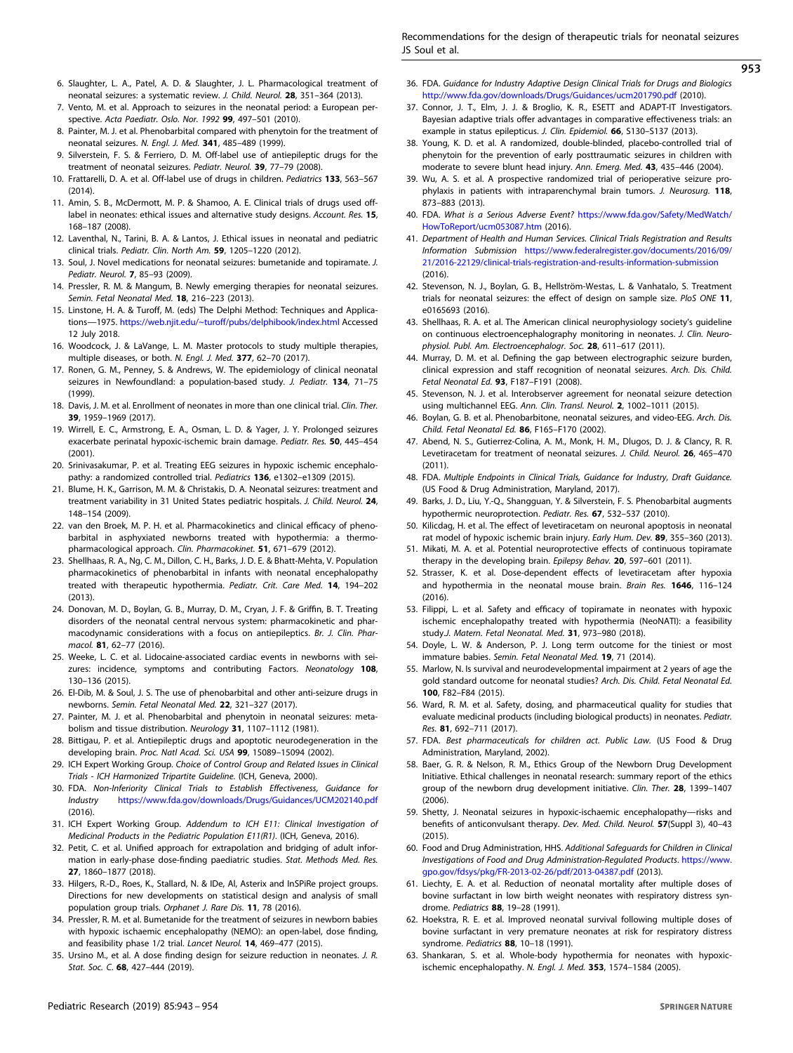6. Slaughter, L. A., Patel, A. D. & Slaughter, J. L. Pharmacological treatment of neonatal seizures: a systematic review. *J. Child. Neurol.* **28**, 351–364 (2013).
7. Vento, M. et al. Approach to seizures in the neonatal period: a European perspective. *Acta Paediatr. Oslo. Nor. 1992* **99**, 497–501 (2010).
8. Painter, M. J. et al. Phenobarbital compared with phenytoin for the treatment of neonatal seizures. *N. Engl. J. Med.* **341**, 485–489 (1999).
9. Silverstein, F. S. & Ferriero, D. M. Off-label use of antiepileptic drugs for the treatment of neonatal seizures. *Pediatr. Neurol.* **39**, 77–79 (2008).
10. Frattarelli, D. A. et al. Off-label use of drugs in children. *Pediatrics* **133**, 563–567 (2014).
11. Amin, S. B., McDermott, M. P. & Shamoo, A. E. Clinical trials of drugs used off-label in neonates: ethical issues and alternative study designs. *Account. Res.* **15**, 168–187 (2008).
12. Laventhal, N., Tarini, B. A. & Lantos, J. Ethical issues in neonatal and pediatric clinical trials. *Pediatr. Clin. North Am.* **59**, 1205–1220 (2012).
13. Soul, J. Novel medications for neonatal seizures: bumetanide and topiramate. *J. Pediatr. Neurol.* **7**, 85–93 (2009).
14. Pressler, R. M. & Mangum, B. Newly emerging therapies for neonatal seizures. *Semin. Fetal Neonatal Med.* **18**, 216–223 (2013).
15. Linstone, H. A. & Turoff, M. (eds) The Delphi Method: Techniques and Applications—1975. https://web.njit.edu/~turoff/pubs/delphibook/index.html Accessed 12 July 2018.
16. Woodcock, J. & LaVange, L. M. Master protocols to study multiple therapies, multiple diseases, or both. *N. Engl. J. Med.* **377**, 62–70 (2017).
17. Ronen, G. M., Penney, S. & Andrews, W. The epidemiology of clinical neonatal seizures in Newfoundland: a population-based study. *J. Pediatr.* **134**, 71–75 (1999).
18. Davis, J. M. et al. Enrollment of neonates in more than one clinical trial. *Clin. Ther.* **39**, 1959–1969 (2017).
19. Wirrell, E. C., Armstrong, E. A., Osman, L. D. & Yager, J. Y. Prolonged seizures exacerbate perinatal hypoxic-ischemic brain damage. *Pediatr. Res.* **50**, 445–454 (2001).
20. Srinivasakumar, P. et al. Treating EEG seizures in hypoxic ischemic encephalopathy: a randomized controlled trial. *Pediatrics* **136**, e1302–e1309 (2015).
21. Blume, H. K., Garrison, M. M. & Christakis, D. A. Neonatal seizures: treatment and treatment variability in 31 United States pediatric hospitals. *J. Child. Neurol.* **24**, 148–154 (2009).
22. van den Broek, M. P. H. et al. Pharmacokinetics and clinical efficacy of phenobarbital in asphyxiated newborns treated with hypothermia: a thermopharmacological approach. *Clin. Pharmacokinet.* **51**, 671–679 (2012).
23. Shellhaas, R. A., Ng, C. M., Dillon, C. H., Barks, J. D. E. & Bhatt-Mehta, V. Population pharmacokinetics of phenobarbital in infants with neonatal encephalopathy treated with therapeutic hypothermia. *Pediatr. Crit. Care Med.* **14**, 194–202 (2013).
24. Donovan, M. D., Boylan, G. B., Murray, D. M., Cryan, J. F. & Griffin, B. T. Treating disorders of the neonatal central nervous system: pharmacokinetic and pharmacodynamic considerations with a focus on antiepileptics. *Br. J. Clin. Pharmacol.* **81**, 62–77 (2016).
25. Weeke, L. C. et al. Lidocaine-associated cardiac events in newborns with seizures: incidence, symptoms and contributing Factors. *Neonatology* **108**, 130–136 (2015).
26. El-Dib, M. & Soul, J. S. The use of phenobarbital and other anti-seizure drugs in newborns. *Semin. Fetal Neonatal Med.* **22**, 321–327 (2017).
27. Painter, M. J. et al. Phenobarbital and phenytoin in neonatal seizures: metabolism and tissue distribution. *Neurology* **31**, 1107–1112 (1981).
28. Bittigau, P. et al. Antiepileptic drugs and apoptotic neurodegeneration in the developing brain. *Proc. Natl Acad. Sci. USA* **99**, 15089–15094 (2002).
29. ICH Expert Working Group. *Choice of Control Group and Related Issues in Clinical Trials - ICH Harmonized Tripartite Guideline.* (ICH, Geneva, 2000).
30. FDA. *Non-Inferiority Clinical Trials to Establish Effectiveness, Guidance for Industry* https://www.fda.gov/downloads/Drugs/Guidances/UCM202140.pdf (2016).
31. ICH Expert Working Group. *Addendum to ICH E11: Clinical Investigation of Medicinal Products in the Pediatric Population E11(R1).* (ICH, Geneva, 2016).
32. Petit, C. et al. Unified approach for extrapolation and bridging of adult information in early-phase dose-finding paediatric studies. *Stat. Methods Med. Res.* **27**, 1860–1877 (2018).
33. Hilgers, R.-D., Roes, K., Stallard, N. & IDe, AI, Asterix and InSPiRe project groups. Directions for new developments on statistical design and analysis of small population group trials. *Orphanet J. Rare Dis.* **11**, 78 (2016).
34. Pressler, R. M. et al. Bumetanide for the treatment of seizures in newborn babies with hypoxic ischaemic encephalopathy (NEMO): an open-label, dose finding, and feasibility phase 1/2 trial. *Lancet Neurol.* **14**, 469–477 (2015).
35. Ursino M., et al. A dose finding design for seizure reduction in neonates. *J. R. Stat. Soc. C.* **68**, 427–444 (2019).
36. FDA. *Guidance for Industry Adaptive Design Clinical Trials for Drugs and Biologics* http://www.fda.gov/downloads/Drugs/Guidances/ucm201790.pdf (2010).
37. Connor, J. T., Elm, J. J. & Broglio, K. R., ESETT and ADAPT-IT Investigators. Bayesian adaptive trials offer advantages in comparative effectiveness trials: an example in status epilepticus. *J. Clin. Epidemiol.* **66**, S130–S137 (2013).
38. Young, K. D. et al. A randomized, double-blinded, placebo-controlled trial of phenytoin for the prevention of early posttraumatic seizures in children with moderate to severe blunt head injury. *Ann. Emerg. Med.* **43**, 435–446 (2004).
39. Wu, A. S. et al. A prospective randomized trial of perioperative seizure prophylaxis in patients with intraparenchymal brain tumors. *J. Neurosurg.* **118**, 873–883 (2013).
40. FDA. *What is a Serious Adverse Event?* https://www.fda.gov/Safety/MedWatch/HowToReport/ucm053087.htm (2016).
41. *Department of Health and Human Services. Clinical Trials Registration and Results Information Submission* https://www.federalregister.gov/documents/2016/09/21/2016-22129/clinical-trials-registration-and-results-information-submission (2016).
42. Stevenson, N. J., Boylan, G. B., Hellström-Westas, L. & Vanhatalo, S. Treatment trials for neonatal seizures: the effect of design on sample size. *PloS ONE* **11**, e0165693 (2016).
43. Shellhaas, R. A. et al. The American clinical neurophysiology society's guideline on continuous electroencephalography monitoring in neonates. *J. Clin. Neurophysiol. Publ. Am. Electroencephalogr. Soc.* **28**, 611–617 (2011).
44. Murray, D. M. et al. Defining the gap between electrographic seizure burden, clinical expression and staff recognition of neonatal seizures. *Arch. Dis. Child. Fetal Neonatal Ed.* **93**, F187–F191 (2008).
45. Stevenson, N. J. et al. Interobserver agreement for neonatal seizure detection using multichannel EEG. *Ann. Clin. Transl. Neurol.* **2**, 1002–1011 (2015).
46. Boylan, G. B. et al. Phenobarbitone, neonatal seizures, and video-EEG. *Arch. Dis. Child. Fetal Neonatal Ed.* **86**, F165–F170 (2002).
47. Abend, N. S., Gutierrez-Colina, A. M., Monk, H. M., Dlugos, D. J. & Clancy, R. R. Levetiracetam for treatment of neonatal seizures. *J. Child. Neurol.* **26**, 465–470 (2011).
48. FDA. *Multiple Endpoints in Clinical Trials, Guidance for Industry, Draft Guidance.* (US Food & Drug Administration, Maryland, 2017).
49. Barks, J. D., Liu, Y.-Q., Shangguan, Y. & Silverstein, F. S. Phenobarbital augments hypothermic neuroprotection. *Pediatr. Res.* **67**, 532–537 (2010).
50. Kilicdag, H. et al. The effect of levetiracetam on neuronal apoptosis in neonatal rat model of hypoxic ischemic brain injury. *Early Hum. Dev.* **89**, 355–360 (2013).
51. Mikati, M. A. et al. Potential neuroprotective effects of continuous topiramate therapy in the developing brain. *Epilepsy Behav.* **20**, 597–601 (2011).
52. Strasser, K. et al. Dose-dependent effects of levetiracetam after hypoxia and hypothermia in the neonatal mouse brain. *Brain Res.* **1646**, 116–124 (2016).
53. Filippi, L. et al. Safety and efficacy of topiramate in neonates with hypoxic ischemic encephalopathy treated with hypothermia (NeoNATI): a feasibility study.*J. Matern. Fetal Neonatal. Med.* **31**, 973–980 (2018).
54. Doyle, L. W. & Anderson, P. J. Long term outcome for the tiniest or most immature babies. *Semin. Fetal Neonatal Med.* **19**, 71 (2014).
55. Marlow, N. Is survival and neurodevelopmental impairment at 2 years of age the gold standard outcome for neonatal studies? *Arch. Dis. Child. Fetal Neonatal Ed.* **100**, F82–F84 (2015).
56. Ward, R. M. et al. Safety, dosing, and pharmaceutical quality for studies that evaluate medicinal products (including biological products) in neonates. *Pediatr. Res.* **81**, 692–711 (2017).
57. FDA. *Best pharmaceuticals for children act. Public Law.* (US Food & Drug Administration, Maryland, 2002).
58. Baer, G. R. & Nelson, R. M., Ethics Group of the Newborn Drug Development Initiative. Ethical challenges in neonatal research: summary report of the ethics group of the newborn drug development initiative. *Clin. Ther.* **28**, 1399–1407 (2006).
59. Shetty, J. Neonatal seizures in hypoxic-ischaemic encephalopathy—risks and benefits of anticonvulsant therapy. *Dev. Med. Child. Neurol.* **57**(Suppl 3), 40–43 (2015).
60. Food and Drug Administration, HHS. *Additional Safeguards for Children in Clinical Investigations of Food and Drug Administration-Regulated Products*. https://www.gpo.gov/fdsys/pkg/FR-2013-02-26/pdf/2013-04387.pdf (2013).
61. Liechty, E. A. et al. Reduction of neonatal mortality after multiple doses of bovine surfactant in low birth weight neonates with respiratory distress syndrome. *Pediatrics* **88**, 19–28 (1991).
62. Hoekstra, R. E. et al. Improved neonatal survival following multiple doses of bovine surfactant in very premature neonates at risk for respiratory distress syndrome. *Pediatrics* **88**, 10–18 (1991).
63. Shankaran, S. et al. Whole-body hypothermia for neonates with hypoxic-ischemic encephalopathy. *N. Engl. J. Med.* **353**, 1574–1584 (2005).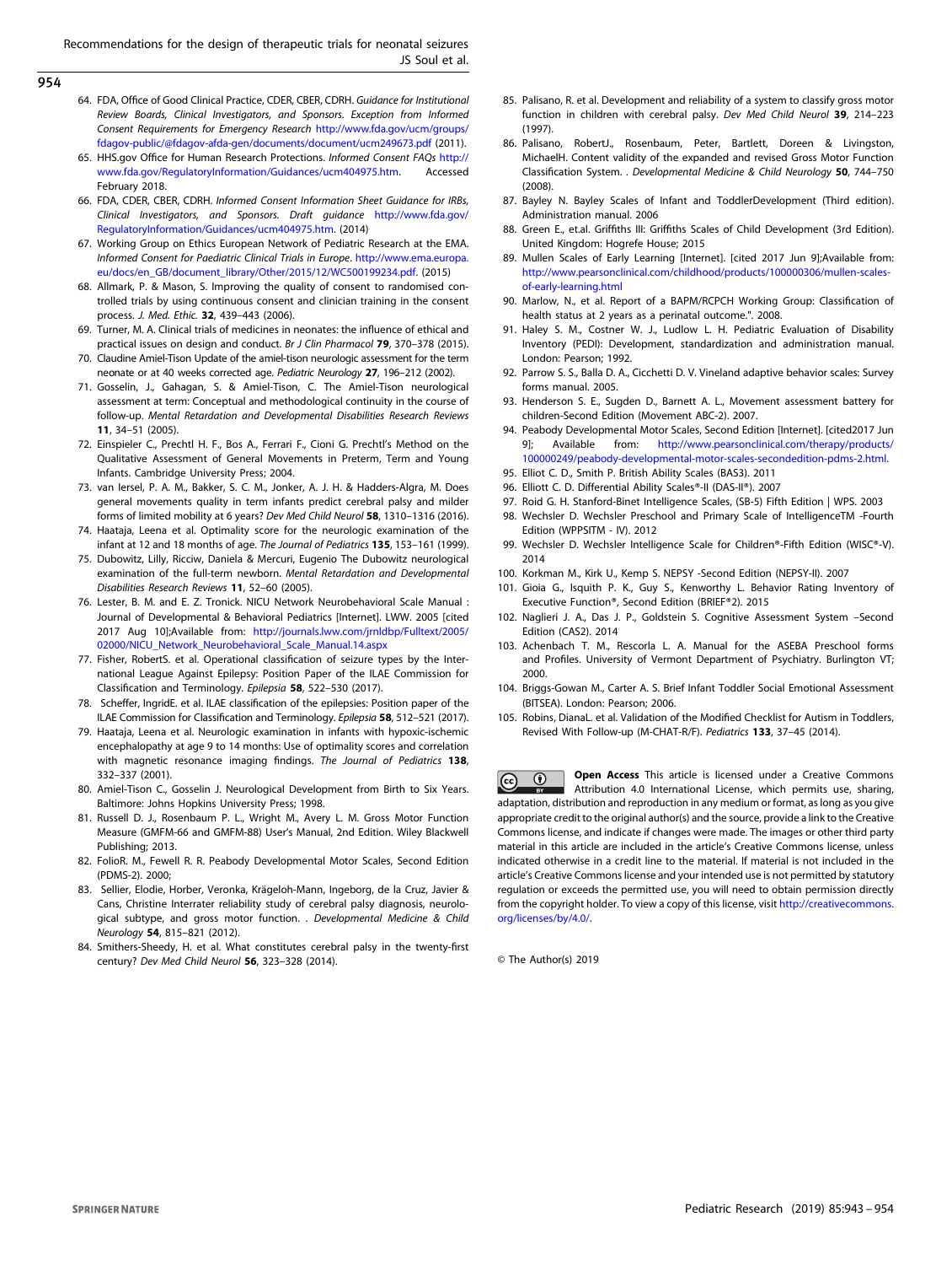64. FDA, Office of Good Clinical Practice, CDER, CBER, CDRH. *Guidance for Institutional Review Boards, Clinical Investigators, and Sponsors. Exception from Informed Consent Requirements for Emergency Research* http://www.fda.gov/ucm/groups/fdagov-public/@fdagov-afda-gen/documents/document/ucm249673.pdf (2011).
65. HHS.gov Office for Human Research Protections. *Informed Consent FAQs* http://www.fda.gov/RegulatoryInformation/Guidances/ucm404975.htm. Accessed February 2018.
66. FDA, CDER, CBER, CDRH. *Informed Consent Information Sheet Guidance for IRBs, Clinical Investigators, and Sponsors. Draft guidance* http://www.fda.gov/RegulatoryInformation/Guidances/ucm404975.htm. (2014)
67. Working Group on Ethics European Network of Pediatric Research at the EMA. *Informed Consent for Paediatric Clinical Trials in Europe*. http://www.ema.europa.eu/docs/en_GB/document_library/Other/2015/12/WC500199234.pdf. (2015)
68. Allmark, P. & Mason, S. Improving the quality of consent to randomised controlled trials by using continuous consent and clinician training in the consent process. *J. Med. Ethic.* **32**, 439–443 (2006).
69. Turner, M. A. Clinical trials of medicines in neonates: the influence of ethical and practical issues on design and conduct. *Br J Clin Pharmacol* **79**, 370–378 (2015).
70. Claudine Amiel-Tison Update of the amiel-tison neurologic assessment for the term neonate or at 40 weeks corrected age. *Pediatric Neurology* **27**, 196–212 (2002).
71. Gosselin, J., Gahagan, S. & Amiel-Tison, C. The Amiel-Tison neurological assessment at term: Conceptual and methodological continuity in the course of follow-up. *Mental Retardation and Developmental Disabilities Research Reviews* **11**, 34–51 (2005).
72. Einspieler C., Prechtl H. F., Bos A., Ferrari F., Cioni G. Prechtl's Method on the Qualitative Assessment of General Movements in Preterm, Term and Young Infants. Cambridge University Press; 2004.
73. van Iersel, P. A. M., Bakker, S. C. M., Jonker, A. J. H. & Hadders-Algra, M. Does general movements quality in term infants predict cerebral palsy and milder forms of limited mobility at 6 years? *Dev Med Child Neurol* **58**, 1310–1316 (2016).
74. Haataja, Leena et al. Optimality score for the neurologic examination of the infant at 12 and 18 months of age. *The Journal of Pediatrics* **135**, 153–161 (1999).
75. Dubowitz, Lilly, Ricciw, Daniela & Mercuri, Eugenio The Dubowitz neurological examination of the full-term newborn. *Mental Retardation and Developmental Disabilities Research Reviews* **11**, 52–60 (2005).
76. Lester, B. M. and E. Z. Tronick. NICU Network Neurobehavioral Scale Manual : Journal of Developmental & Behavioral Pediatrics [Internet]. LWW. 2005 [cited 2017 Aug 10];Available from: http://journals.lww.com/jrnldbp/Fulltext/2005/02000/NICU_Network_Neurobehavioral_Scale_Manual.14.aspx
77. Fisher, RobertS. et al. Operational classification of seizure types by the International League Against Epilepsy: Position Paper of the ILAE Commission for Classification and Terminology. *Epilepsia* **58**, 522–530 (2017).
78. Scheffer, IngridE. et al. ILAE classification of the epilepsies: Position paper of the ILAE Commission for Classification and Terminology. *Epilepsia* **58**, 512–521 (2017).
79. Haataja, Leena et al. Neurologic examination in infants with hypoxic-ischemic encephalopathy at age 9 to 14 months: Use of optimality scores and correlation with magnetic resonance imaging findings. *The Journal of Pediatrics* **138**, 332–337 (2001).
80. Amiel-Tison C., Gosselin J. Neurological Development from Birth to Six Years. Baltimore: Johns Hopkins University Press; 1998.
81. Russell D. J., Rosenbaum P. L., Wright M., Avery L. M. Gross Motor Function Measure (GMFM-66 and GMFM-88) User's Manual, 2nd Edition. Wiley Blackwell Publishing; 2013.
82. FolioR. M., Fewell R. R. Peabody Developmental Motor Scales, Second Edition (PDMS-2). 2000;
83. Sellier, Elodie, Horber, Veronka, Krägeloh-Mann, Ingeborg, de la Cruz, Javier & Cans, Christine Interrater reliability study of cerebral palsy diagnosis, neurological subtype, and gross motor function. . *Developmental Medicine & Child Neurology* **54**, 815–821 (2012).
84. Smithers-Sheedy, H. et al. What constitutes cerebral palsy in the twenty-first century? *Dev Med Child Neurol* **56**, 323–328 (2014).
85. Palisano, R. et al. Development and reliability of a system to classify gross motor function in children with cerebral palsy. *Dev Med Child Neurol* **39**, 214–223 (1997).
86. Palisano, RobertJ., Rosenbaum, Peter, Bartlett, Doreen & Livingston, MichaelH. Content validity of the expanded and revised Gross Motor Function Classification System. . *Developmental Medicine & Child Neurology* **50**, 744–750 (2008).
87. Bayley N. Bayley Scales of Infant and ToddlerDevelopment (Third edition). Administration manual. 2006
88. Green E., et.al. Griffiths III: Griffiths Scales of Child Development (3rd Edition). United Kingdom: Hogrefe House; 2015
89. Mullen Scales of Early Learning [Internet]. [cited 2017 Jun 9];Available from: http://www.pearsonclinical.com/childhood/products/100000306/mullen-scales-of-early-learning.html
90. Marlow, N., et al. Report of a BAPM/RCPCH Working Group: Classification of health status at 2 years as a perinatal outcome.". 2008.
91. Haley S. M., Costner W. J., Ludlow L. H. Pediatric Evaluation of Disability Inventory (PEDI): Development, standardization and administration manual. London: Pearson; 1992.
92. Parrow S. S., Balla D. A., Cicchetti D. V. Vineland adaptive behavior scales: Survey forms manual. 2005.
93. Henderson S. E., Sugden D., Barnett A. L., Movement assessment battery for children-Second Edition (Movement ABC-2). 2007.
94. Peabody Developmental Motor Scales, Second Edition [Internet]. [cited2017 Jun 9]; Available from: http://www.pearsonclinical.com/therapy/products/100000249/peabody-developmental-motor-scales-secondedition-pdms-2.html.
95. Elliot C. D., Smith P. British Ability Scales (BAS3). 2011
96. Elliott C. D. Differential Ability Scales®-II (DAS-II®). 2007
97. Roid G. H. Stanford-Binet Intelligence Scales, (SB-5) Fifth Edition | WPS. 2003
98. Wechsler D. Wechsler Preschool and Primary Scale of IntelligenceTM -Fourth Edition (WPPSITM - IV). 2012
99. Wechsler D. Wechsler Intelligence Scale for Children®-Fifth Edition (WISC®-V). 2014
100. Korkman M., Kirk U., Kemp S. NEPSY -Second Edition (NEPSY-II). 2007
101. Gioia G., Isquith P. K., Guy S., Kenworthy L. Behavior Rating Inventory of Executive Function®, Second Edition (BRIEF®2). 2015
102. Naglieri J. A., Das J. P., Goldstein S. Cognitive Assessment System –Second Edition (CAS2). 2014
103. Achenbach T. M., Rescorla L. A. Manual for the ASEBA Preschool forms and Profiles. University of Vermont Department of Psychiatry. Burlington VT; 2000.
104. Briggs-Gowan M., Carter A. S. Brief Infant Toddler Social Emotional Assessment (BITSEA). London: Pearson; 2006.
105. Robins, DianaL. et al. Validation of the Modified Checklist for Autism in Toddlers, Revised With Follow-up (M-CHAT-R/F). *Pediatrics* **133**, 37–45 (2014).

**Open Access** This article is licensed under a Creative Commons Attribution 4.0 International License, which permits use, sharing, adaptation, distribution and reproduction in any medium or format, as long as you give appropriate credit to the original author(s) and the source, provide a link to the Creative Commons license, and indicate if changes were made. The images or other third party material in this article are included in the article's Creative Commons license, unless indicated otherwise in a credit line to the material. If material is not included in the article's Creative Commons license and your intended use is not permitted by statutory regulation or exceeds the permitted use, you will need to obtain permission directly from the copyright holder. To view a copy of this license, visit http://creativecommons.org/licenses/by/4.0/.

© The Author(s) 2019